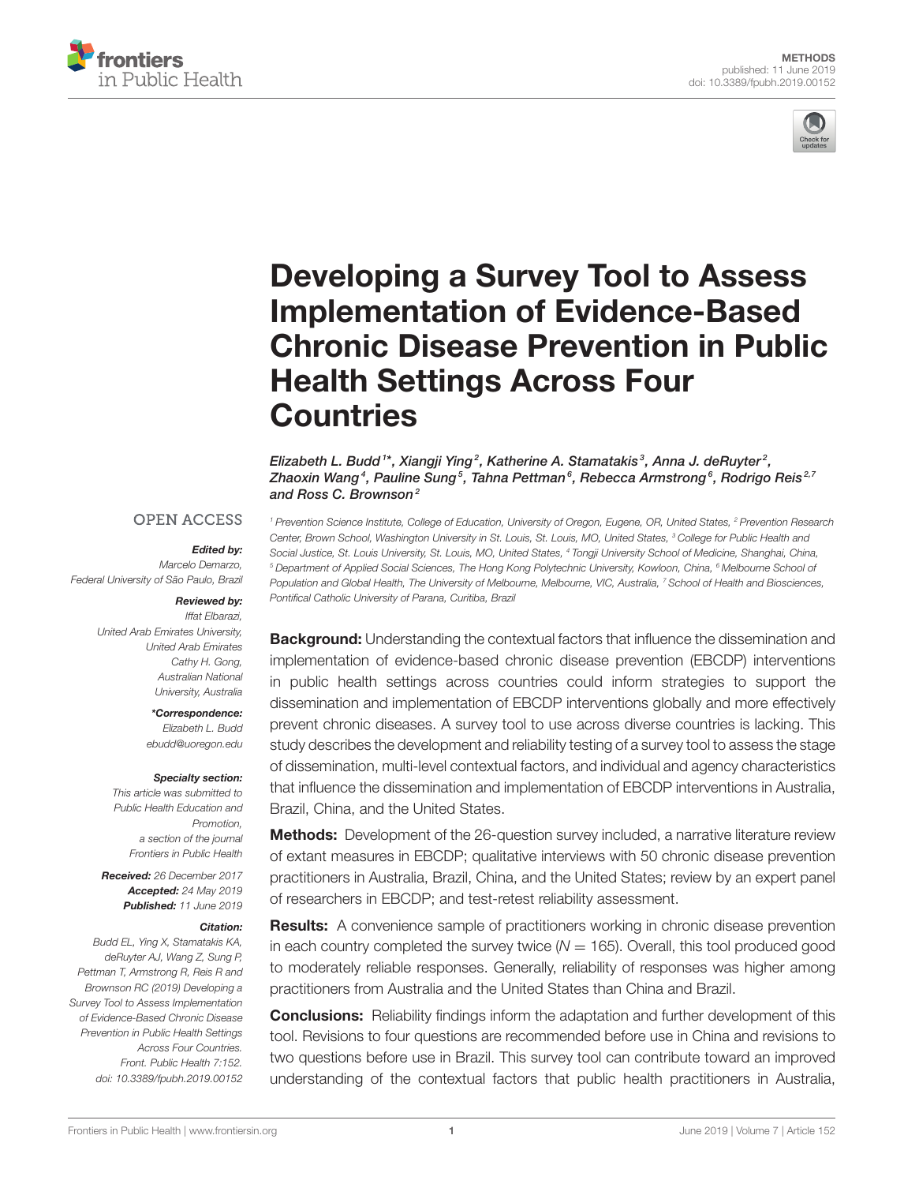METHODS
published: 11 June 2019
doi: 10.3389/fpubh.2019.00152

# Developing a Survey Tool to Assess Implementation of Evidence-Based Chronic Disease Prevention in Public Health Settings Across Four Countries

*Elizabeth L. Budd[1]\*, Xiangji Ying[2], Katherine A. Stamatakis[3], Anna J. deRuyter[2], Zhaoxin Wang[4], Pauline Sung[5], Tahna Pettman[6], Rebecca Armstrong[6], Rodrigo Reis[2,7] and Ross C. Brownson[2]*

[1] Prevention Science Institute, College of Education, University of Oregon, Eugene, OR, United States, [2] Prevention Research Center, Brown School, Washington University in St. Louis, St. Louis, MO, United States, [3] College for Public Health and Social Justice, St. Louis University, St. Louis, MO, United States, [4] Tongji University School of Medicine, Shanghai, China, [5] Department of Applied Social Sciences, The Hong Kong Polytechnic University, Kowloon, China, [6] Melbourne School of Population and Global Health, The University of Melbourne, Melbourne, VIC, Australia, [7] School of Health and Biosciences, Pontifical Catholic University of Parana, Curitiba, Brazil

OPEN ACCESS

***Edited by:***
Marcelo Demarzo,
Federal University of São Paulo, Brazil

***Reviewed by:***
Iffat Elbarazi,
United Arab Emirates University,
United Arab Emirates
Cathy H. Gong,
Australian National
University, Australia

***\*Correspondence:***
Elizabeth L. Budd
ebudd@uoregon.edu

***Specialty section:***
This article was submitted to
Public Health Education and
Promotion,
a section of the journal
Frontiers in Public Health

***Received:*** 26 December 2017
***Accepted:*** 24 May 2019
***Published:*** 11 June 2019

***Citation:***
Budd EL, Ying X, Stamatakis KA, deRuyter AJ, Wang Z, Sung P, Pettman T, Armstrong R, Reis R and Brownson RC (2019) Developing a Survey Tool to Assess Implementation of Evidence-Based Chronic Disease Prevention in Public Health Settings Across Four Countries. Front. Public Health 7:152. doi: 10.3389/fpubh.2019.00152

**Background:** Understanding the contextual factors that influence the dissemination and implementation of evidence-based chronic disease prevention (EBCDP) interventions in public health settings across countries could inform strategies to support the dissemination and implementation of EBCDP interventions globally and more effectively prevent chronic diseases. A survey tool to use across diverse countries is lacking. This study describes the development and reliability testing of a survey tool to assess the stage of dissemination, multi-level contextual factors, and individual and agency characteristics that influence the dissemination and implementation of EBCDP interventions in Australia, Brazil, China, and the United States.

**Methods:** Development of the 26-question survey included, a narrative literature review of extant measures in EBCDP; qualitative interviews with 50 chronic disease prevention practitioners in Australia, Brazil, China, and the United States; review by an expert panel of researchers in EBCDP; and test-retest reliability assessment.

**Results:** A convenience sample of practitioners working in chronic disease prevention in each country completed the survey twice ($N = 165$). Overall, this tool produced good to moderately reliable responses. Generally, reliability of responses was higher among practitioners from Australia and the United States than China and Brazil.

**Conclusions:** Reliability findings inform the adaptation and further development of this tool. Revisions to four questions are recommended before use in China and revisions to two questions before use in Brazil. This survey tool can contribute toward an improved understanding of the contextual factors that public health practitioners in Australia,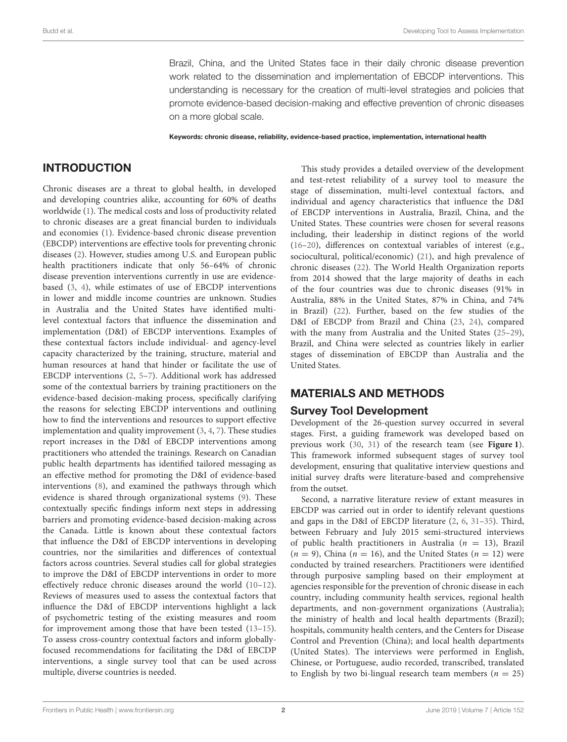Brazil, China, and the United States face in their daily chronic disease prevention work related to the dissemination and implementation of EBCDP interventions. This understanding is necessary for the creation of multi-level strategies and policies that promote evidence-based decision-making and effective prevention of chronic diseases on a more global scale.

**Keywords: chronic disease, reliability, evidence-based practice, implementation, international health**

## INTRODUCTION

Chronic diseases are a threat to global health, in developed and developing countries alike, accounting for 60% of deaths worldwide (1). The medical costs and loss of productivity related to chronic diseases are a great financial burden to individuals and economies (1). Evidence-based chronic disease prevention (EBCDP) interventions are effective tools for preventing chronic diseases (2). However, studies among U.S. and European public health practitioners indicate that only 56–64% of chronic disease prevention interventions currently in use are evidence-based (3, 4), while estimates of use of EBCDP interventions in lower and middle income countries are unknown. Studies in Australia and the United States have identified multi-level contextual factors that influence the dissemination and implementation (D&I) of EBCDP interventions. Examples of these contextual factors include individual- and agency-level capacity characterized by the training, structure, material and human resources at hand that hinder or facilitate the use of EBCDP interventions (2, 5–7). Additional work has addressed some of the contextual barriers by training practitioners on the evidence-based decision-making process, specifically clarifying the reasons for selecting EBCDP interventions and outlining how to find the interventions and resources to support effective implementation and quality improvement (3, 4, 7). These studies report increases in the D&I of EBCDP interventions among practitioners who attended the trainings. Research on Canadian public health departments has identified tailored messaging as an effective method for promoting the D&I of evidence-based interventions (8), and examined the pathways through which evidence is shared through organizational systems (9). These contextually specific findings inform next steps in addressing barriers and promoting evidence-based decision-making across the Canada. Little is known about these contextual factors that influence the D&I of EBCDP interventions in developing countries, nor the similarities and differences of contextual factors across countries. Several studies call for global strategies to improve the D&I of EBCDP interventions in order to more effectively reduce chronic diseases around the world (10–12). Reviews of measures used to assess the contextual factors that influence the D&I of EBCDP interventions highlight a lack of psychometric testing of the existing measures and room for improvement among those that have been tested (13–15). To assess cross-country contextual factors and inform globally-focused recommendations for facilitating the D&I of EBCDP interventions, a single survey tool that can be used across multiple, diverse countries is needed.

This study provides a detailed overview of the development and test-retest reliability of a survey tool to measure the stage of dissemination, multi-level contextual factors, and individual and agency characteristics that influence the D&I of EBCDP interventions in Australia, Brazil, China, and the United States. These countries were chosen for several reasons including, their leadership in distinct regions of the world (16–20), differences on contextual variables of interest (e.g., sociocultural, political/economic) (21), and high prevalence of chronic diseases (22). The World Health Organization reports from 2014 showed that the large majority of deaths in each of the four countries was due to chronic diseases (91% in Australia, 88% in the United States, 87% in China, and 74% in Brazil) (22). Further, based on the few studies of the D&I of EBCDP from Brazil and China (23, 24), compared with the many from Australia and the United States (25–29), Brazil, and China were selected as countries likely in earlier stages of dissemination of EBCDP than Australia and the United States.

## MATERIALS AND METHODS

### Survey Tool Development

Development of the 26-question survey occurred in several stages. First, a guiding framework was developed based on previous work (30, 31) of the research team (see **Figure 1**). This framework informed subsequent stages of survey tool development, ensuring that qualitative interview questions and initial survey drafts were literature-based and comprehensive from the outset.

Second, a narrative literature review of extant measures in EBCDP was carried out in order to identify relevant questions and gaps in the D&I of EBCDP literature (2, 6, 31–35). Third, between February and July 2015 semi-structured interviews of public health practitioners in Australia ($n$ = 13), Brazil ($n$ = 9), China ($n$ = 16), and the United States ($n$ = 12) were conducted by trained researchers. Practitioners were identified through purposive sampling based on their employment at agencies responsible for the prevention of chronic disease in each country, including community health services, regional health departments, and non-government organizations (Australia); the ministry of health and local health departments (Brazil); hospitals, community health centers, and the Centers for Disease Control and Prevention (China); and local health departments (United States). The interviews were performed in English, Chinese, or Portuguese, audio recorded, transcribed, translated to English by two bi-lingual research team members ($n$ = 25)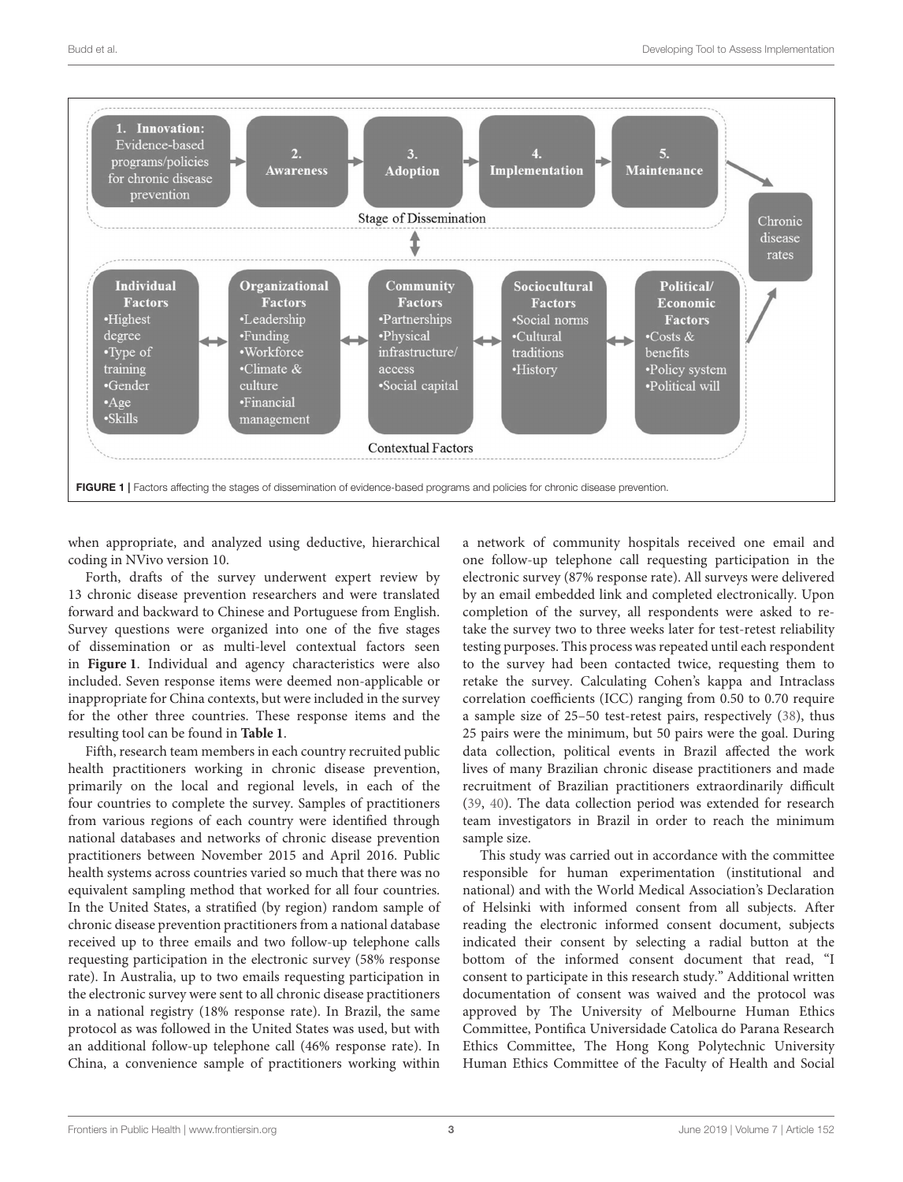FIGURE 1 | Factors affecting the stages of dissemination of evidence-based programs and policies for chronic disease prevention.

when appropriate, and analyzed using deductive, hierarchical coding in NVivo version 10.

Forth, drafts of the survey underwent expert review by 13 chronic disease prevention researchers and were translated forward and backward to Chinese and Portuguese from English. Survey questions were organized into one of the five stages of dissemination or as multi-level contextual factors seen in **Figure 1**. Individual and agency characteristics were also included. Seven response items were deemed non-applicable or inappropriate for China contexts, but were included in the survey for the other three countries. These response items and the resulting tool can be found in **Table 1**.

Fifth, research team members in each country recruited public health practitioners working in chronic disease prevention, primarily on the local and regional levels, in each of the four countries to complete the survey. Samples of practitioners from various regions of each country were identified through national databases and networks of chronic disease prevention practitioners between November 2015 and April 2016. Public health systems across countries varied so much that there was no equivalent sampling method that worked for all four countries. In the United States, a stratified (by region) random sample of chronic disease prevention practitioners from a national database received up to three emails and two follow-up telephone calls requesting participation in the electronic survey (58% response rate). In Australia, up to two emails requesting participation in the electronic survey were sent to all chronic disease practitioners in a national registry (18% response rate). In Brazil, the same protocol as was followed in the United States was used, but with an additional follow-up telephone call (46% response rate). In China, a convenience sample of practitioners working within a network of community hospitals received one email and one follow-up telephone call requesting participation in the electronic survey (87% response rate). All surveys were delivered by an email embedded link and completed electronically. Upon completion of the survey, all respondents were asked to re-take the survey two to three weeks later for test-retest reliability testing purposes. This process was repeated until each respondent to the survey had been contacted twice, requesting them to retake the survey. Calculating Cohen's kappa and Intraclass correlation coefficients (ICC) ranging from 0.50 to 0.70 require a sample size of 25–50 test-retest pairs, respectively (38), thus 25 pairs were the minimum, but 50 pairs were the goal. During data collection, political events in Brazil affected the work lives of many Brazilian chronic disease practitioners and made recruitment of Brazilian practitioners extraordinarily difficult (39, 40). The data collection period was extended for research team investigators in Brazil in order to reach the minimum sample size.

This study was carried out in accordance with the committee responsible for human experimentation (institutional and national) and with the World Medical Association's Declaration of Helsinki with informed consent from all subjects. After reading the electronic informed consent document, subjects indicated their consent by selecting a radial button at the bottom of the informed consent document that read, "I consent to participate in this research study." Additional written documentation of consent was waived and the protocol was approved by The University of Melbourne Human Ethics Committee, Pontifica Universidade Catolica do Parana Research Ethics Committee, The Hong Kong Polytechnic University Human Ethics Committee of the Faculty of Health and Social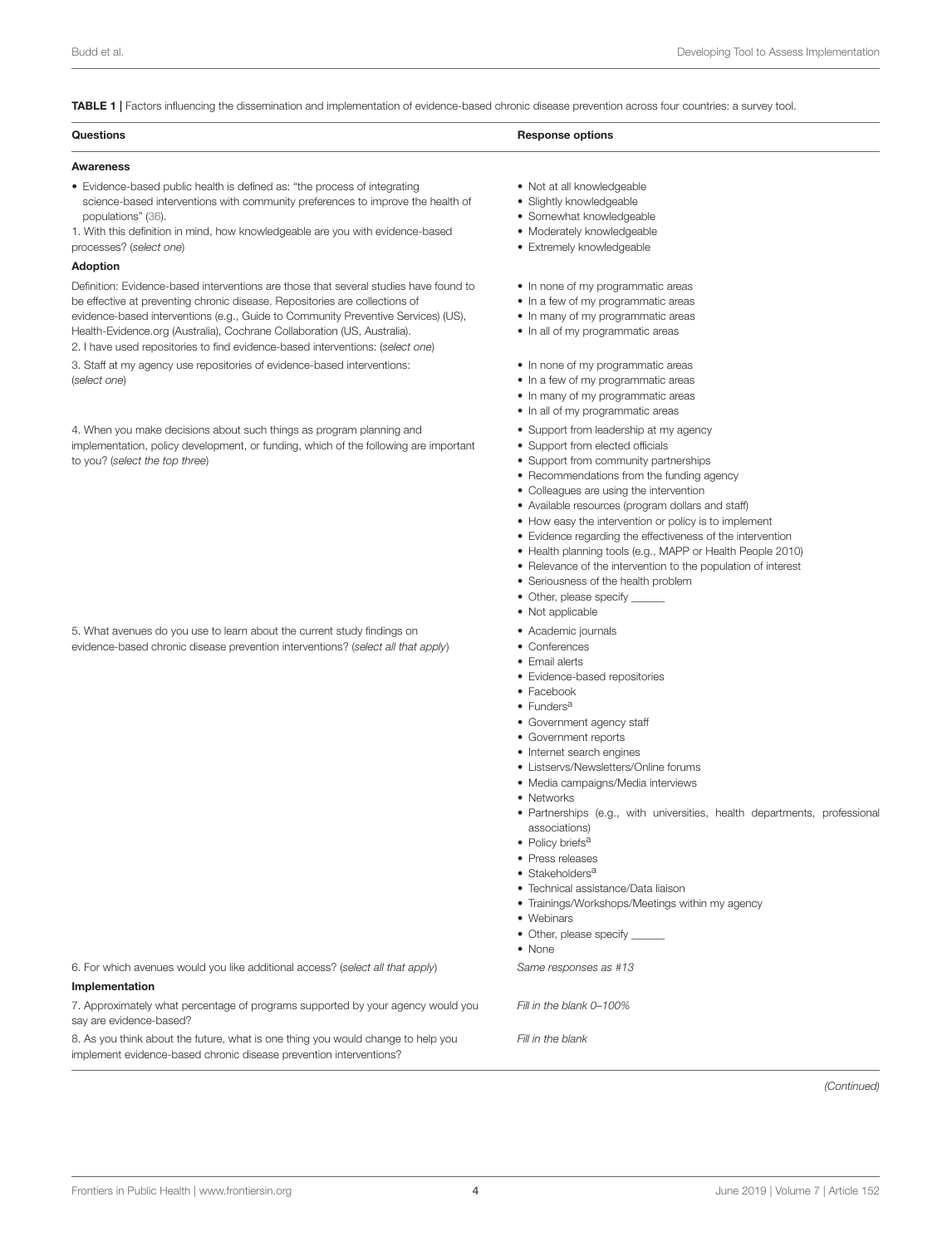**TABLE 1 |** Factors influencing the dissemination and implementation of evidence-based chronic disease prevention across four countries: a survey tool.

| Questions | Response options |
|---|---|
| **Awareness** | |
| • Evidence-based public health is defined as: "the process of integrating science-based interventions with community preferences to improve the health of populations" (36).<br>1. With this definition in mind, how knowledgeable are you with evidence-based processes? (*select one*) | • Not at all knowledgeable<br>• Slightly knowledgeable<br>• Somewhat knowledgeable<br>• Moderately knowledgeable<br>• Extremely knowledgeable |
| **Adoption** | |
| Definition: Evidence-based interventions are those that several studies have found to be effective at preventing chronic disease. Repositories are collections of evidence-based interventions (e.g., Guide to Community Preventive Services) (US), Health-Evidence.org (Australia), Cochrane Collaboration (US, Australia).<br>2. I have used repositories to find evidence-based interventions: (*select one*) | • In none of my programmatic areas<br>• In a few of my programmatic areas<br>• In many of my programmatic areas<br>• In all of my programmatic areas |
| 3. Staff at my agency use repositories of evidence-based interventions: (*select one*) | • In none of my programmatic areas<br>• In a few of my programmatic areas<br>• In many of my programmatic areas<br>• In all of my programmatic areas |
| 4. When you make decisions about such things as program planning and implementation, policy development, or funding, which of the following are important to you? (*select the top three*) | • Support from leadership at my agency<br>• Support from elected officials<br>• Support from community partnerships<br>• Recommendations from the funding agency<br>• Colleagues are using the intervention<br>• Available resources (program dollars and staff)<br>• How easy the intervention or policy is to implement<br>• Evidence regarding the effectiveness of the intervention<br>• Health planning tools (e.g., MAPP or Health People 2010)<br>• Relevance of the intervention to the population of interest<br>• Seriousness of the health problem<br>• Other, please specify ______<br>• Not applicable |
| 5. What avenues do you use to learn about the current study findings on evidence-based chronic disease prevention interventions? (*select all that apply*) | • Academic journals<br>• Conferences<br>• Email alerts<br>• Evidence-based repositories<br>• Facebook<br>• Funders[a]<br>• Government agency staff<br>• Government reports<br>• Internet search engines<br>• Listservs/Newsletters/Online forums<br>• Media campaigns/Media interviews<br>• Networks<br>• Partnerships (e.g., with universities, health departments, professional associations)<br>• Policy briefs[a]<br>• Press releases<br>• Stakeholders[a]<br>• Technical assistance/Data liaison<br>• Trainings/Workshops/Meetings within my agency<br>• Webinars<br>• Other, please specify ______<br>• None |
| 6. For which avenues would you like additional access? (*select all that apply*) | *Same responses as #13* |
| **Implementation** | |
| 7. Approximately what percentage of programs supported by your agency would you say are evidence-based? | *Fill in the blank 0–100%* |
| 8. As you think about the future, what is one thing you would change to help you implement evidence-based chronic disease prevention interventions? | *Fill in the blank* |

*(Continued)*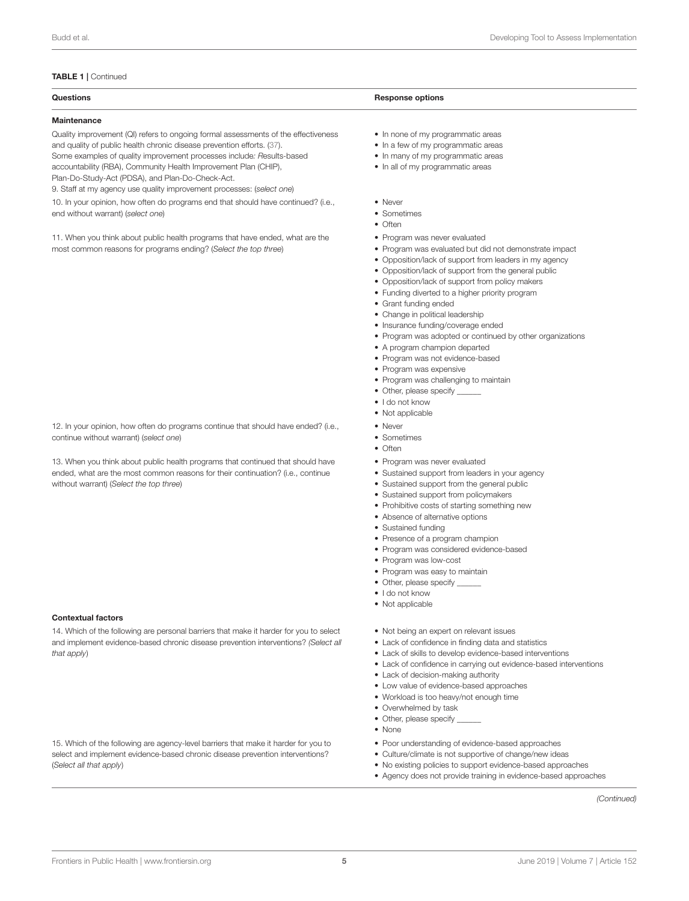**TABLE 1 |** Continued

| Questions | Response options |
|---|---|
| **Maintenance** | |
| Quality improvement (QI) refers to ongoing formal assessments of the effectiveness and quality of public health chronic disease prevention efforts. (37). Some examples of quality improvement processes include: Results-based accountability (RBA), Community Health Improvement Plan (CHIP), Plan-Do-Study-Act (PDSA), and Plan-Do-Check-Act. 9. Staff at my agency use quality improvement processes: (*select one*) | • In none of my programmatic areas<br>• In a few of my programmatic areas<br>• In many of my programmatic areas<br>• In all of my programmatic areas |
| 10. In your opinion, how often do programs end that should have continued? (i.e., end without warrant) (*select one*) | • Never<br>• Sometimes<br>• Often |
| 11. When you think about public health programs that have ended, what are the most common reasons for programs ending? (*Select the top three*) | • Program was never evaluated<br>• Program was evaluated but did not demonstrate impact<br>• Opposition/lack of support from leaders in my agency<br>• Opposition/lack of support from the general public<br>• Opposition/lack of support from policy makers<br>• Funding diverted to a higher priority program<br>• Grant funding ended<br>• Change in political leadership<br>• Insurance funding/coverage ended<br>• Program was adopted or continued by other organizations<br>• A program champion departed<br>• Program was not evidence-based<br>• Program was expensive<br>• Program was challenging to maintain<br>• Other, please specify ______<br>• I do not know<br>• Not applicable |
| 12. In your opinion, how often do programs continue that should have ended? (i.e., continue without warrant) (*select one*) | • Never<br>• Sometimes<br>• Often |
| 13. When you think about public health programs that continued that should have ended, what are the most common reasons for their continuation? (i.e., continue without warrant) (*Select the top three*) | • Program was never evaluated<br>• Sustained support from leaders in your agency<br>• Sustained support from the general public<br>• Sustained support from policymakers<br>• Prohibitive costs of starting something new<br>• Absence of alternative options<br>• Sustained funding<br>• Presence of a program champion<br>• Program was considered evidence-based<br>• Program was low-cost<br>• Program was easy to maintain<br>• Other, please specify ______<br>• I do not know<br>• Not applicable |
| **Contextual factors** | |
| 14. Which of the following are personal barriers that make it harder for you to select and implement evidence-based chronic disease prevention interventions? (*Select all that apply*) | • Not being an expert on relevant issues<br>• Lack of confidence in finding data and statistics<br>• Lack of skills to develop evidence-based interventions<br>• Lack of confidence in carrying out evidence-based interventions<br>• Lack of decision-making authority<br>• Low value of evidence-based approaches<br>• Workload is too heavy/not enough time<br>• Overwhelmed by task<br>• Other, please specify ______<br>• None |
| 15. Which of the following are agency-level barriers that make it harder for you to select and implement evidence-based chronic disease prevention interventions? (*Select all that apply*) | • Poor understanding of evidence-based approaches<br>• Culture/climate is not supportive of change/new ideas<br>• No existing policies to support evidence-based approaches<br>• Agency does not provide training in evidence-based approaches |

*(Continued)*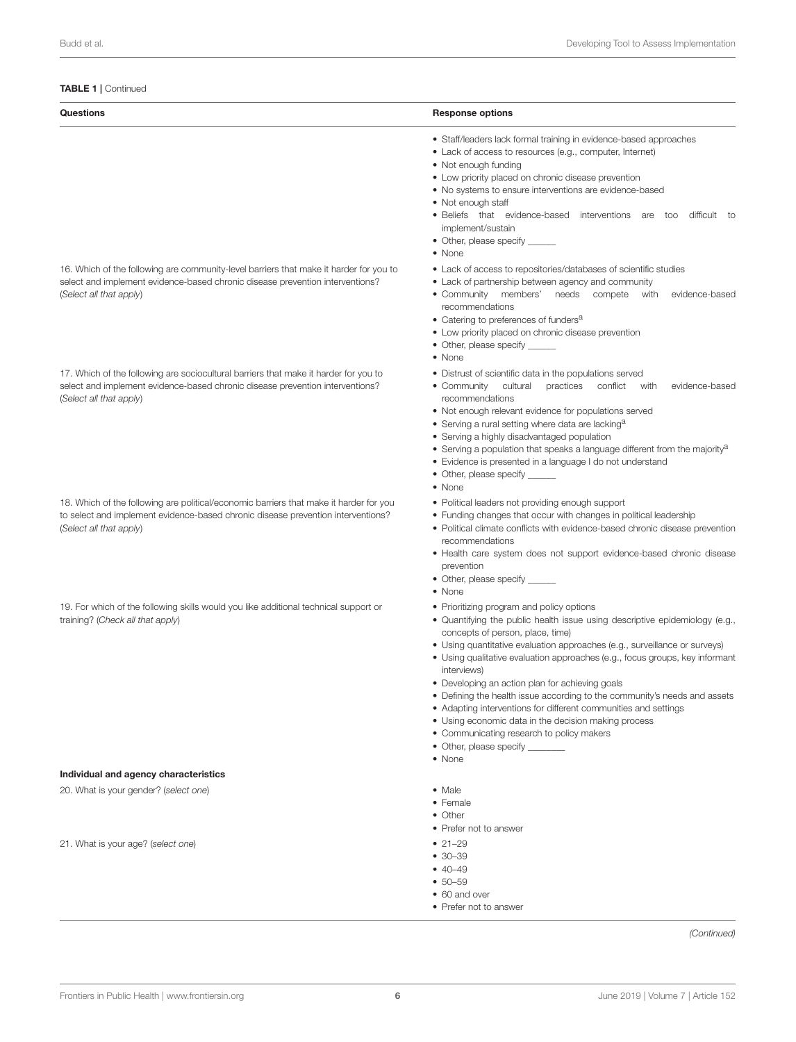**TABLE 1 | Continued**

| Questions | Response options |
|---|---|
| | • Staff/leaders lack formal training in evidence-based approaches<br>• Lack of access to resources (e.g., computer, Internet)<br>• Not enough funding<br>• Low priority placed on chronic disease prevention<br>• No systems to ensure interventions are evidence-based<br>• Not enough staff<br>• Beliefs that evidence-based interventions are too difficult to implement/sustain<br>• Other, please specify ______<br>• None |
| 16. Which of the following are community-level barriers that make it harder for you to select and implement evidence-based chronic disease prevention interventions? (*Select all that apply*) | • Lack of access to repositories/databases of scientific studies<br>• Lack of partnership between agency and community<br>• Community members' needs compete with evidence-based recommendations<br>• Catering to preferences of funders[a]<br>• Low priority placed on chronic disease prevention<br>• Other, please specify ______<br>• None |
| 17. Which of the following are sociocultural barriers that make it harder for you to select and implement evidence-based chronic disease prevention interventions? (*Select all that apply*) | • Distrust of scientific data in the populations served<br>• Community cultural practices conflict with evidence-based recommendations<br>• Not enough relevant evidence for populations served<br>• Serving a rural setting where data are lacking[a]<br>• Serving a highly disadvantaged population<br>• Serving a population that speaks a language different from the majority[a]<br>• Evidence is presented in a language I do not understand<br>• Other, please specify ______<br>• None |
| 18. Which of the following are political/economic barriers that make it harder for you to select and implement evidence-based chronic disease prevention interventions? (*Select all that apply*) | • Political leaders not providing enough support<br>• Funding changes that occur with changes in political leadership<br>• Political climate conflicts with evidence-based chronic disease prevention recommendations<br>• Health care system does not support evidence-based chronic disease prevention<br>• Other, please specify ______<br>• None |
| 19. For which of the following skills would you like additional technical support or training? (*Check all that apply*) | • Prioritizing program and policy options<br>• Quantifying the public health issue using descriptive epidemiology (e.g., concepts of person, place, time)<br>• Using quantitative evaluation approaches (e.g., surveillance or surveys)<br>• Using qualitative evaluation approaches (e.g., focus groups, key informant interviews)<br>• Developing an action plan for achieving goals<br>• Defining the health issue according to the community's needs and assets<br>• Adapting interventions for different communities and settings<br>• Using economic data in the decision making process<br>• Communicating research to policy makers<br>• Other, please specify ________<br>• None |
| **Individual and agency characteristics** | |
| 20. What is your gender? (*select one*) | • Male<br>• Female<br>• Other<br>• Prefer not to answer |
| 21. What is your age? (*select one*) | • 21–29<br>• 30–39<br>• 40–49<br>• 50–59<br>• 60 and over<br>• Prefer not to answer |

*(Continued)*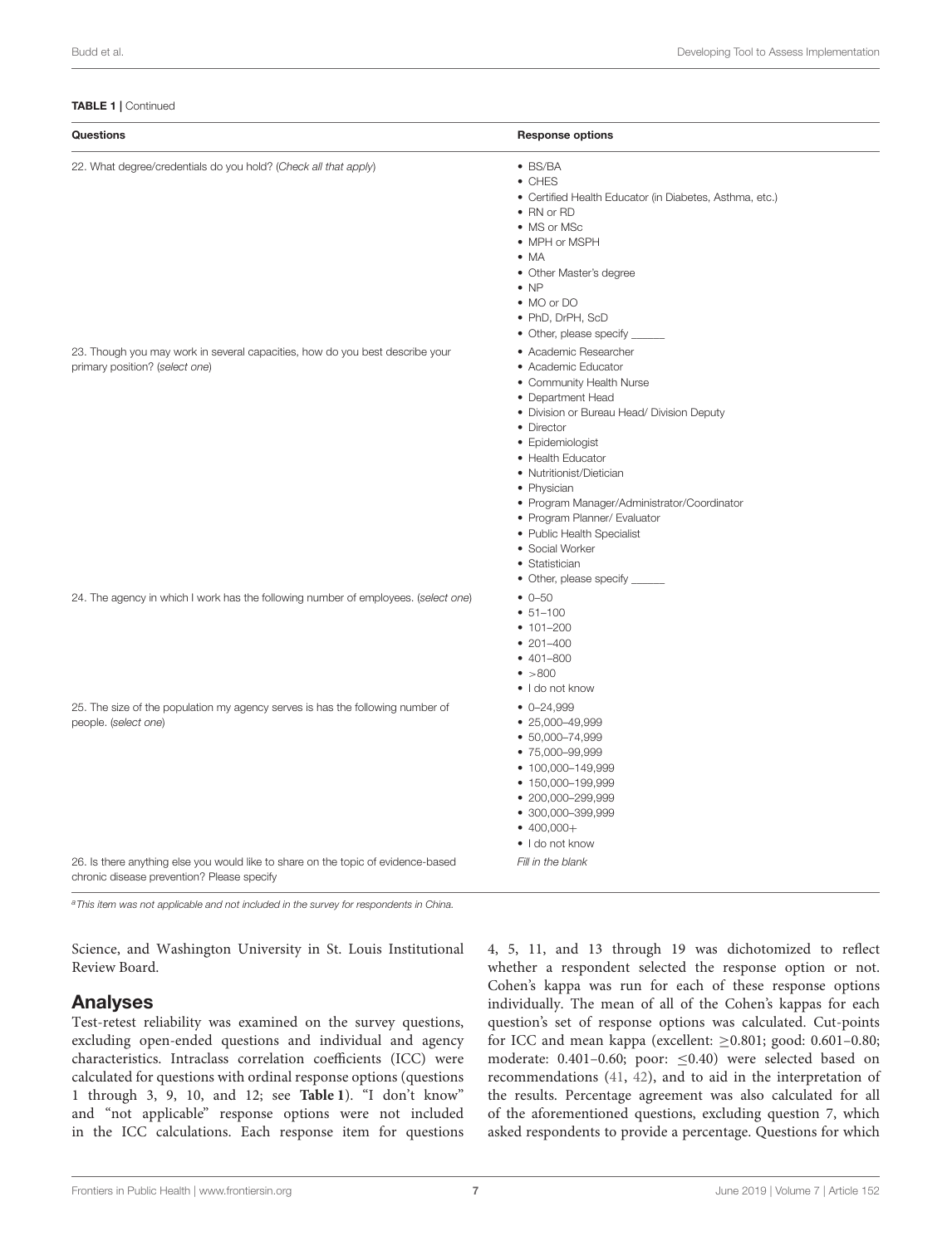**TABLE 1** | Continued

| Questions | Response options |
|---|---|
| 22. What degree/credentials do you hold? (*Check all that apply*) | • BS/BA<br>• CHES<br>• Certified Health Educator (in Diabetes, Asthma, etc.)<br>• RN or RD<br>• MS or MSc<br>• MPH or MSPH<br>• MA<br>• Other Master's degree<br>• NP<br>• MO or DO<br>• PhD, DrPH, ScD<br>• Other, please specify ______ |
| 23. Though you may work in several capacities, how do you best describe your primary position? (*select one*) | • Academic Researcher<br>• Academic Educator<br>• Community Health Nurse<br>• Department Head<br>• Division or Bureau Head/ Division Deputy<br>• Director<br>• Epidemiologist<br>• Health Educator<br>• Nutritionist/Dietician<br>• Physician<br>• Program Manager/Administrator/Coordinator<br>• Program Planner/ Evaluator<br>• Public Health Specialist<br>• Social Worker<br>• Statistician<br>• Other, please specify ______ |
| 24. The agency in which I work has the following number of employees. (*select one*) | • 0–50<br>• 51–100<br>• 101–200<br>• 201–400<br>• 401–800<br>• >800<br>• I do not know |
| 25. The size of the population my agency serves is has the following number of people. (*select one*) | • 0–24,999<br>• 25,000–49,999<br>• 50,000–74,999<br>• 75,000–99,999<br>• 100,000–149,999<br>• 150,000–199,999<br>• 200,000–299,999<br>• 300,000–399,999<br>• 400,000+<br>• I do not know |
| 26. Is there anything else you would like to share on the topic of evidence-based chronic disease prevention? Please specify | *Fill in the blank* |

[a]This item was not applicable and not included in the survey for respondents in China.

Science, and Washington University in St. Louis Institutional Review Board.

## Analyses

Test-retest reliability was examined on the survey questions, excluding open-ended questions and individual and agency characteristics. Intraclass correlation coefficients (ICC) were calculated for questions with ordinal response options (questions 1 through 3, 9, 10, and 12; see **Table 1**). "I don't know" and "not applicable" response options were not included in the ICC calculations. Each response item for questions 4, 5, 11, and 13 through 19 was dichotomized to reflect whether a respondent selected the response option or not. Cohen's kappa was run for each of these response options individually. The mean of all of the Cohen's kappas for each question's set of response options was calculated. Cut-points for ICC and mean kappa (excellent: ≥0.801; good: 0.601–0.80; moderate: 0.401–0.60; poor: ≤0.40) were selected based on recommendations (41, 42), and to aid in the interpretation of the results. Percentage agreement was also calculated for all of the aforementioned questions, excluding question 7, which asked respondents to provide a percentage. Questions for which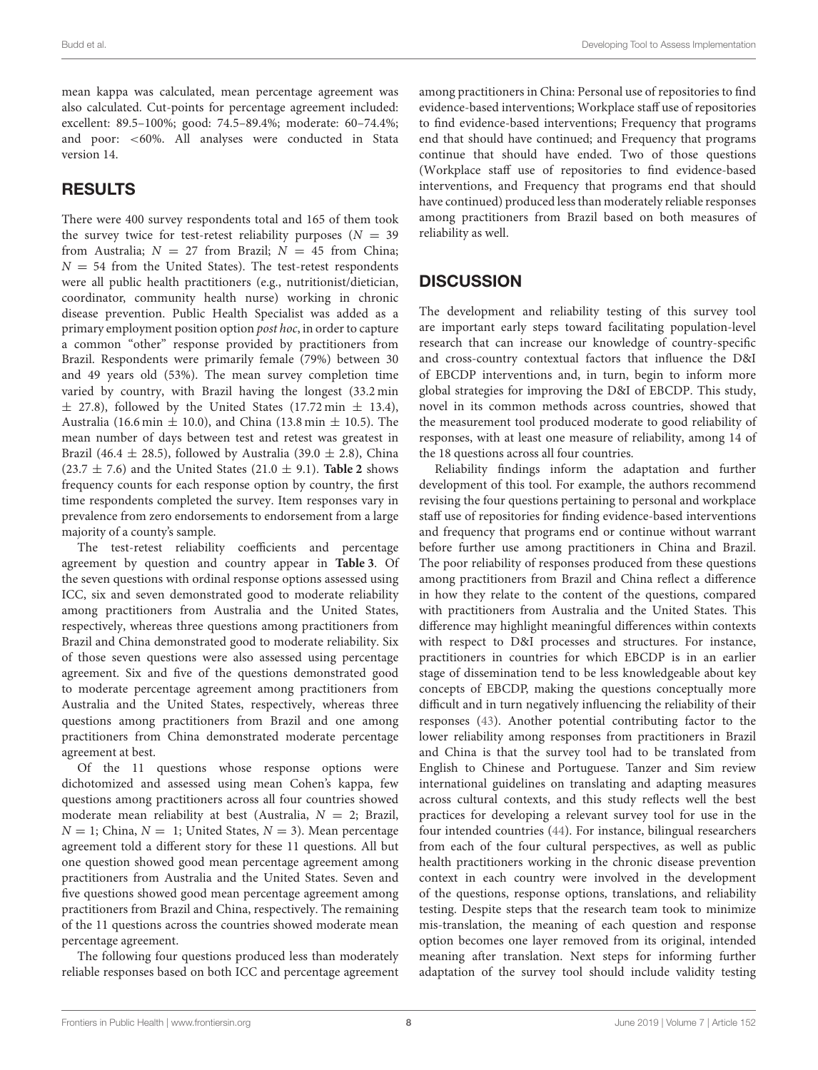mean kappa was calculated, mean percentage agreement was also calculated. Cut-points for percentage agreement included: excellent: 89.5–100%; good: 74.5–89.4%; moderate: 60–74.4%; and poor: <60%. All analyses were conducted in Stata version 14.

## RESULTS

There were 400 survey respondents total and 165 of them took the survey twice for test-retest reliability purposes ($N = 39$ from Australia; $N = 27$ from Brazil; $N = 45$ from China; $N = 54$ from the United States). The test-retest respondents were all public health practitioners (e.g., nutritionist/dietician, coordinator, community health nurse) working in chronic disease prevention. Public Health Specialist was added as a primary employment position option *post hoc*, in order to capture a common "other" response provided by practitioners from Brazil. Respondents were primarily female (79%) between 30 and 49 years old (53%). The mean survey completion time varied by country, with Brazil having the longest (33.2 min $\pm$ 27.8), followed by the United States (17.72 min $\pm$ 13.4), Australia (16.6 min $\pm$ 10.0), and China (13.8 min $\pm$ 10.5). The mean number of days between test and retest was greatest in Brazil (46.4 $\pm$ 28.5), followed by Australia (39.0 $\pm$ 2.8), China (23.7 $\pm$ 7.6) and the United States (21.0 $\pm$ 9.1). **Table 2** shows frequency counts for each response option by country, the first time respondents completed the survey. Item responses vary in prevalence from zero endorsements to endorsement from a large majority of a county's sample.

The test-retest reliability coefficients and percentage agreement by question and country appear in **Table 3**. Of the seven questions with ordinal response options assessed using ICC, six and seven demonstrated good to moderate reliability among practitioners from Australia and the United States, respectively, whereas three questions among practitioners from Brazil and China demonstrated good to moderate reliability. Six of those seven questions were also assessed using percentage agreement. Six and five of the questions demonstrated good to moderate percentage agreement among practitioners from Australia and the United States, respectively, whereas three questions among practitioners from Brazil and one among practitioners from China demonstrated moderate percentage agreement at best.

Of the 11 questions whose response options were dichotomized and assessed using mean Cohen's kappa, few questions among practitioners across all four countries showed moderate mean reliability at best (Australia, $N = 2$; Brazil, $N = 1$; China, $N = 1$; United States, $N = 3$). Mean percentage agreement told a different story for these 11 questions. All but one question showed good mean percentage agreement among practitioners from Australia and the United States. Seven and five questions showed good mean percentage agreement among practitioners from Brazil and China, respectively. The remaining of the 11 questions across the countries showed moderate mean percentage agreement.

The following four questions produced less than moderately reliable responses based on both ICC and percentage agreement among practitioners in China: Personal use of repositories to find evidence-based interventions; Workplace staff use of repositories to find evidence-based interventions; Frequency that programs end that should have continued; and Frequency that programs continue that should have ended. Two of those questions (Workplace staff use of repositories to find evidence-based interventions, and Frequency that programs end that should have continued) produced less than moderately reliable responses among practitioners from Brazil based on both measures of reliability as well.

## DISCUSSION

The development and reliability testing of this survey tool are important early steps toward facilitating population-level research that can increase our knowledge of country-specific and cross-country contextual factors that influence the D&I of EBCDP interventions and, in turn, begin to inform more global strategies for improving the D&I of EBCDP. This study, novel in its common methods across countries, showed that the measurement tool produced moderate to good reliability of responses, with at least one measure of reliability, among 14 of the 18 questions across all four countries.

Reliability findings inform the adaptation and further development of this tool. For example, the authors recommend revising the four questions pertaining to personal and workplace staff use of repositories for finding evidence-based interventions and frequency that programs end or continue without warrant before further use among practitioners in China and Brazil. The poor reliability of responses produced from these questions among practitioners from Brazil and China reflect a difference in how they relate to the content of the questions, compared with practitioners from Australia and the United States. This difference may highlight meaningful differences within contexts with respect to D&I processes and structures. For instance, practitioners in countries for which EBCDP is in an earlier stage of dissemination tend to be less knowledgeable about key concepts of EBCDP, making the questions conceptually more difficult and in turn negatively influencing the reliability of their responses (43). Another potential contributing factor to the lower reliability among responses from practitioners in Brazil and China is that the survey tool had to be translated from English to Chinese and Portuguese. Tanzer and Sim review international guidelines on translating and adapting measures across cultural contexts, and this study reflects well the best practices for developing a relevant survey tool for use in the four intended countries (44). For instance, bilingual researchers from each of the four cultural perspectives, as well as public health practitioners working in the chronic disease prevention context in each country were involved in the development of the questions, response options, translations, and reliability testing. Despite steps that the research team took to minimize mis-translation, the meaning of each question and response option becomes one layer removed from its original, intended meaning after translation. Next steps for informing further adaptation of the survey tool should include validity testing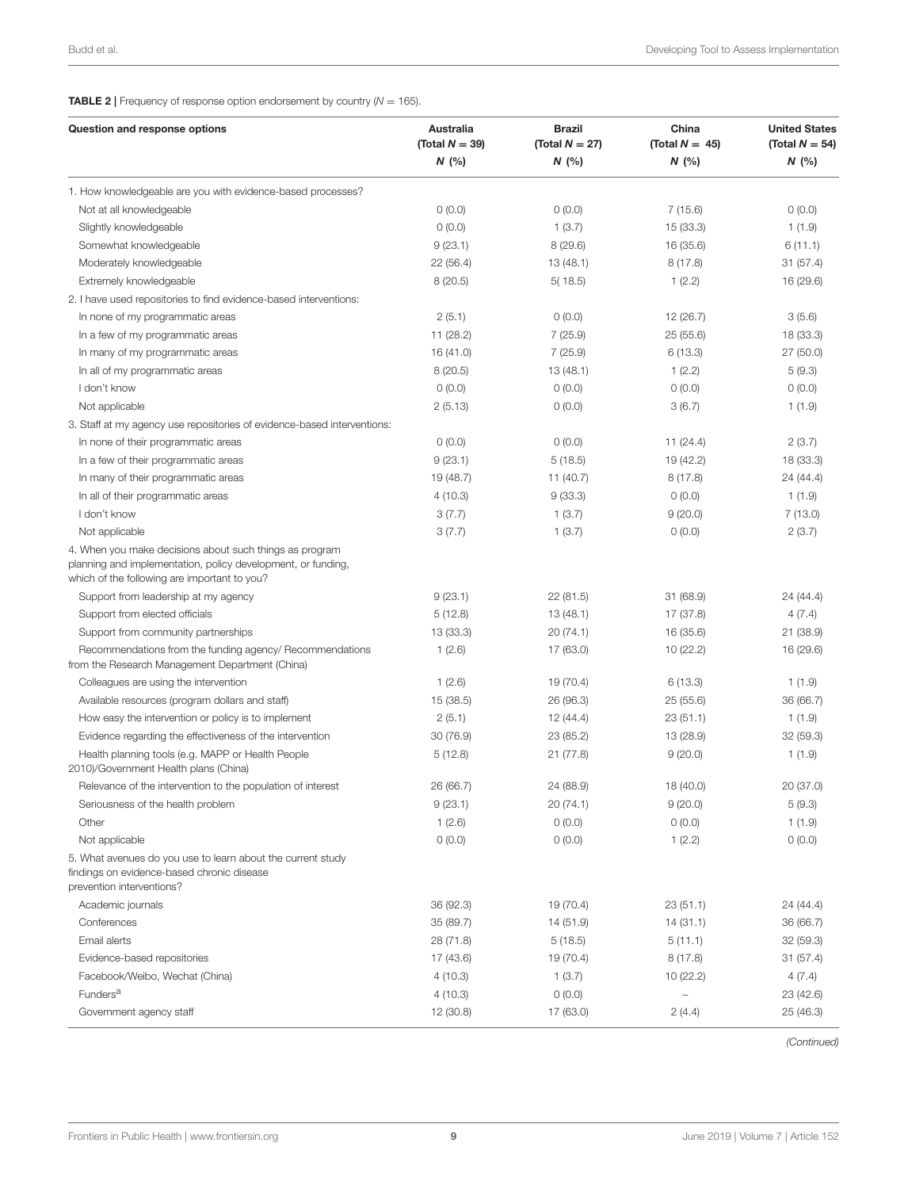**TABLE 2 |** Frequency of response option endorsement by country ($N = 165$).

| Question and response options | Australia (Total $N = 39$) $N$ (%) | Brazil (Total $N = 27$) $N$ (%) | China (Total $N = 45$) $N$ (%) | United States (Total $N = 54$) $N$ (%) |
|---|---|---|---|---|
| 1. How knowledgeable are you with evidence-based processes? | | | | |
| Not at all knowledgeable | 0 (0.0) | 0 (0.0) | 7 (15.6) | 0 (0.0) |
| Slightly knowledgeable | 0 (0.0) | 1 (3.7) | 15 (33.3) | 1 (1.9) |
| Somewhat knowledgeable | 9 (23.1) | 8 (29.6) | 16 (35.6) | 6 (11.1) |
| Moderately knowledgeable | 22 (56.4) | 13 (48.1) | 8 (17.8) | 31 (57.4) |
| Extremely knowledgeable | 8 (20.5) | 5( 18.5) | 1 (2.2) | 16 (29.6) |
| 2. I have used repositories to find evidence-based interventions: | | | | |
| In none of my programmatic areas | 2 (5.1) | 0 (0.0) | 12 (26.7) | 3 (5.6) |
| In a few of my programmatic areas | 11 (28.2) | 7 (25.9) | 25 (55.6) | 18 (33.3) |
| In many of my programmatic areas | 16 (41.0) | 7 (25.9) | 6 (13.3) | 27 (50.0) |
| In all of my programmatic areas | 8 (20.5) | 13 (48.1) | 1 (2.2) | 5 (9.3) |
| I don't know | 0 (0.0) | 0 (0.0) | 0 (0.0) | 0 (0.0) |
| Not applicable | 2 (5.13) | 0 (0.0) | 3 (6.7) | 1 (1.9) |
| 3. Staff at my agency use repositories of evidence-based interventions: | | | | |
| In none of their programmatic areas | 0 (0.0) | 0 (0.0) | 11 (24.4) | 2 (3.7) |
| In a few of their programmatic areas | 9 (23.1) | 5 (18.5) | 19 (42.2) | 18 (33.3) |
| In many of their programmatic areas | 19 (48.7) | 11 (40.7) | 8 (17.8) | 24 (44.4) |
| In all of their programmatic areas | 4 (10.3) | 9 (33.3) | 0 (0.0) | 1 (1.9) |
| I don't know | 3 (7.7) | 1 (3.7) | 9 (20.0) | 7 (13.0) |
| Not applicable | 3 (7.7) | 1 (3.7) | 0 (0.0) | 2 (3.7) |
| 4. When you make decisions about such things as program planning and implementation, policy development, or funding, which of the following are important to you? | | | | |
| Support from leadership at my agency | 9 (23.1) | 22 (81.5) | 31 (68.9) | 24 (44.4) |
| Support from elected officials | 5 (12.8) | 13 (48.1) | 17 (37.8) | 4 (7.4) |
| Support from community partnerships | 13 (33.3) | 20 (74.1) | 16 (35.6) | 21 (38.9) |
| Recommendations from the funding agency/ Recommendations from the Research Management Department (China) | 1 (2.6) | 17 (63.0) | 10 (22.2) | 16 (29.6) |
| Colleagues are using the intervention | 1 (2.6) | 19 (70.4) | 6 (13.3) | 1 (1.9) |
| Available resources (program dollars and staff) | 15 (38.5) | 26 (96.3) | 25 (55.6) | 36 (66.7) |
| How easy the intervention or policy is to implement | 2 (5.1) | 12 (44.4) | 23 (51.1) | 1 (1.9) |
| Evidence regarding the effectiveness of the intervention | 30 (76.9) | 23 (85.2) | 13 (28.9) | 32 (59.3) |
| Health planning tools (e.g. MAPP or Health People 2010)/Government Health plans (China) | 5 (12.8) | 21 (77.8) | 9 (20.0) | 1 (1.9) |
| Relevance of the intervention to the population of interest | 26 (66.7) | 24 (88.9) | 18 (40.0) | 20 (37.0) |
| Seriousness of the health problem | 9 (23.1) | 20 (74.1) | 9 (20.0) | 5 (9.3) |
| Other | 1 (2.6) | 0 (0.0) | 0 (0.0) | 1 (1.9) |
| Not applicable | 0 (0.0) | 0 (0.0) | 1 (2.2) | 0 (0.0) |
| 5. What avenues do you use to learn about the current study findings on evidence-based chronic disease prevention interventions? | | | | |
| Academic journals | 36 (92.3) | 19 (70.4) | 23 (51.1) | 24 (44.4) |
| Conferences | 35 (89.7) | 14 (51.9) | 14 (31.1) | 36 (66.7) |
| Email alerts | 28 (71.8) | 5 (18.5) | 5 (11.1) | 32 (59.3) |
| Evidence-based repositories | 17 (43.6) | 19 (70.4) | 8 (17.8) | 31 (57.4) |
| Facebook/Weibo, Wechat (China) | 4 (10.3) | 1 (3.7) | 10 (22.2) | 4 (7.4) |
| Funders[a] | 4 (10.3) | 0 (0.0) | – | 23 (42.6) |
| Government agency staff | 12 (30.8) | 17 (63.0) | 2 (4.4) | 25 (46.3) |

*(Continued)*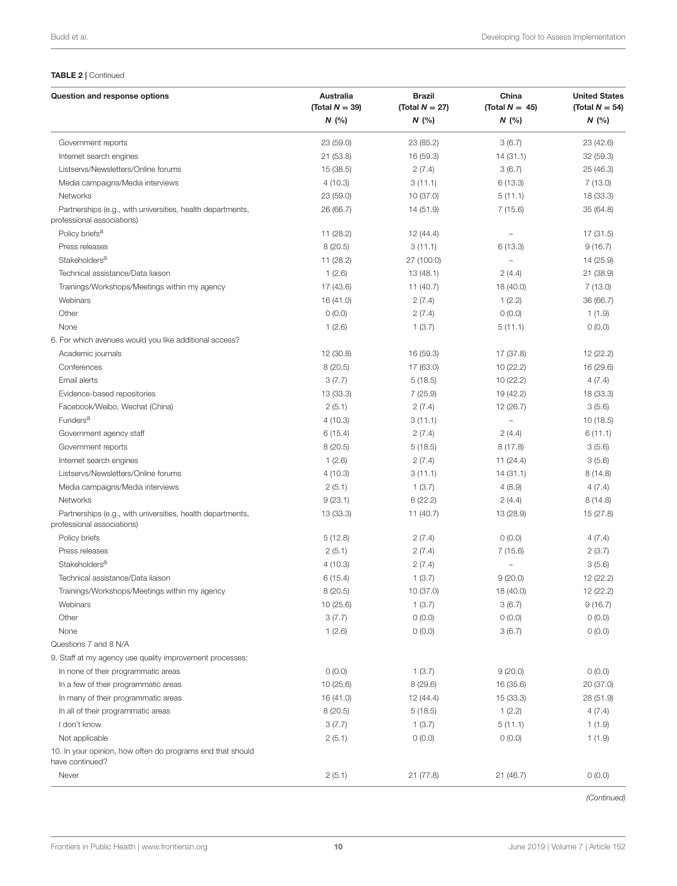**TABLE 2 |** Continued

| Question and response options | Australia (Total $N = 39$) N (%) | Brazil (Total $N = 27$) N (%) | China (Total $N = 45$) N (%) | United States (Total $N = 54$) N (%) |
|---|---|---|---|---|
| Government reports | 23 (59.0) | 23 (85.2) | 3 (6.7) | 23 (42.6) |
| Internet search engines | 21 (53.8) | 16 (59.3) | 14 (31.1) | 32 (59.3) |
| Listservs/Newsletters/Online forums | 15 (38.5) | 2 (7.4) | 3 (6.7) | 25 (46.3) |
| Media campaigns/Media interviews | 4 (10.3) | 3 (11.1) | 6 (13.3) | 7 (13.0) |
| Networks | 23 (59.0) | 10 (37.0) | 5 (11.1) | 18 (33.3) |
| Partnerships (e.g., with universities, health departments, professional associations) | 26 (66.7) | 14 (51.9) | 7 (15.6) | 35 (64.8) |
| Policy briefs[a] | 11 (28.2) | 12 (44.4) | – | 17 (31.5) |
| Press releases | 8 (20.5) | 3 (11.1) | 6 (13.3) | 9 (16.7) |
| Stakeholders[a] | 11 (28.2) | 27 (100.0) | – | 14 (25.9) |
| Technical assistance/Data liaison | 1 (2.6) | 13 (48.1) | 2 (4.4) | 21 (38.9) |
| Trainings/Workshops/Meetings within my agency | 17 (43.6) | 11 (40.7) | 18 (40.0) | 7 (13.0) |
| Webinars | 16 (41.0) | 2 (7.4) | 1 (2.2) | 36 (66.7) |
| Other | 0 (0.0) | 2 (7.4) | 0 (0.0) | 1 (1.9) |
| None | 1 (2.6) | 1 (3.7) | 5 (11.1) | 0 (0.0) |
| 6. For which avenues would you like additional access? | | | | |
| Academic journals | 12 (30.8) | 16 (59.3) | 17 (37.8) | 12 (22.2) |
| Conferences | 8 (20.5) | 17 (63.0) | 10 (22.2) | 16 (29.6) |
| Email alerts | 3 (7.7) | 5 (18.5) | 10 (22.2) | 4 (7.4) |
| Evidence-based repositories | 13 (33.3) | 7 (25.9) | 19 (42.2) | 18 (33.3) |
| Facebook/Weibo, Wechat (China) | 2 (5.1) | 2 (7.4) | 12 (26.7) | 3 (5.6) |
| Funders[a] | 4 (10.3) | 3 (11.1) | – | 10 (18.5) |
| Government agency staff | 6 (15.4) | 2 (7.4) | 2 (4.4) | 6 (11.1) |
| Government reports | 8 (20.5) | 5 (18.5) | 8 (17.8) | 3 (5.6) |
| Internet search engines | 1 (2.6) | 2 (7.4) | 11 (24.4) | 3 (5.6) |
| Listservs/Newsletters/Online forums | 4 (10.3) | 3 (11.1) | 14 (31.1) | 8 (14.8) |
| Media campaigns/Media interviews | 2 (5.1) | 1 (3.7) | 4 (8.9) | 4 (7.4) |
| Networks | 9 (23.1) | 6 (22.2) | 2 (4.4) | 8 (14.8) |
| Partnerships (e.g., with universities, health departments, professional associations) | 13 (33.3) | 11 (40.7) | 13 (28.9) | 15 (27.8) |
| Policy briefs | 5 (12.8) | 2 (7.4) | 0 (0.0) | 4 (7.4) |
| Press releases | 2 (5.1) | 2 (7.4) | 7 (15.6) | 2 (3.7) |
| Stakeholders[a] | 4 (10.3) | 2 (7.4) | – | 3 (5.6) |
| Technical assistance/Data liaison | 6 (15.4) | 1 (3.7) | 9 (20.0) | 12 (22.2) |
| Trainings/Workshops/Meetings within my agency | 8 (20.5) | 10 (37.0) | 18 (40.0) | 12 (22.2) |
| Webinars | 10 (25.6) | 1 (3.7) | 3 (6.7) | 9 (16.7) |
| Other | 3 (7.7) | 0 (0.0) | 0 (0.0) | 0 (0.0) |
| None | 1 (2.6) | 0 (0.0) | 3 (6.7) | 0 (0.0) |
| Questions 7 and 8 N/A | | | | |
| 9. Staff at my agency use quality improvement processes: | | | | |
| In none of their programmatic areas | 0 (0.0) | 1 (3.7) | 9 (20.0) | 0 (0.0) |
| In a few of their programmatic areas | 10 (25.6) | 8 (29.6) | 16 (35.6) | 20 (37.0) |
| In many of their programmatic areas | 16 (41.0) | 12 (44.4) | 15 (33.3) | 28 (51.9) |
| In all of their programmatic areas | 8 (20.5) | 5 (18.5) | 1 (2.2) | 4 (7.4) |
| I don't know | 3 (7.7) | 1 (3.7) | 5 (11.1) | 1 (1.9) |
| Not applicable | 2 (5.1) | 0 (0.0) | 0 (0.0) | 1 (1.9) |
| 10. In your opinion, how often do programs end that should have continued? | | | | |
| Never | 2 (5.1) | 21 (77.8) | 21 (46.7) | 0 (0.0) |

*(Continued)*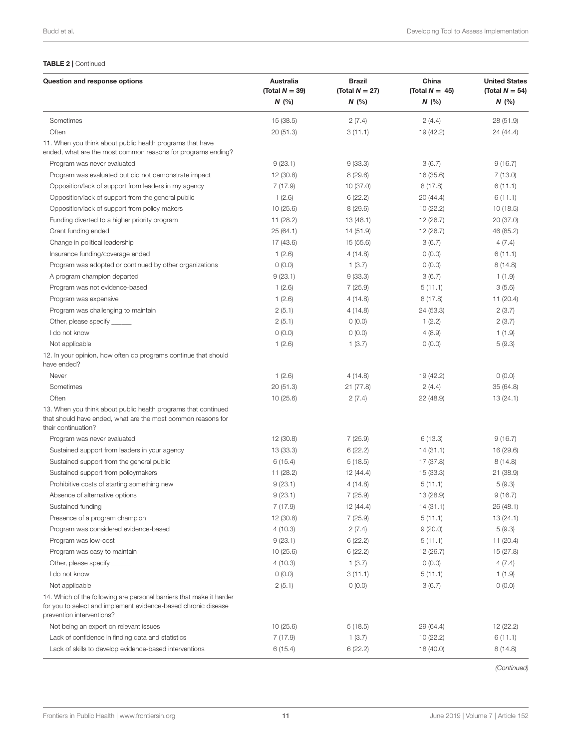**TABLE 2 |** Continued

| Question and response options | Australia (Total $N = 39$) $N$ (%) | Brazil (Total $N = 27$) $N$ (%) | China (Total $N = 45$) $N$ (%) | United States (Total $N = 54$) $N$ (%) |
|---|---|---|---|---|
| Sometimes | 15 (38.5) | 2 (7.4) | 2 (4.4) | 28 (51.9) |
| Often | 20 (51.3) | 3 (11.1) | 19 (42.2) | 24 (44.4) |
| 11. When you think about public health programs that have ended, what are the most common reasons for programs ending? | | | | |
| Program was never evaluated | 9 (23.1) | 9 (33.3) | 3 (6.7) | 9 (16.7) |
| Program was evaluated but did not demonstrate impact | 12 (30.8) | 8 (29.6) | 16 (35.6) | 7 (13.0) |
| Opposition/lack of support from leaders in my agency | 7 (17.9) | 10 (37.0) | 8 (17.8) | 6 (11.1) |
| Opposition/lack of support from the general public | 1 (2.6) | 6 (22.2) | 20 (44.4) | 6 (11.1) |
| Opposition/lack of support from policy makers | 10 (25.6) | 8 (29.6) | 10 (22.2) | 10 (18.5) |
| Funding diverted to a higher priority program | 11 (28.2) | 13 (48.1) | 12 (26.7) | 20 (37.0) |
| Grant funding ended | 25 (64.1) | 14 (51.9) | 12 (26.7) | 46 (85.2) |
| Change in political leadership | 17 (43.6) | 15 (55.6) | 3 (6.7) | 4 (7.4) |
| Insurance funding/coverage ended | 1 (2.6) | 4 (14.8) | 0 (0.0) | 6 (11.1) |
| Program was adopted or continued by other organizations | 0 (0.0) | 1 (3.7) | 0 (0.0) | 8 (14.8) |
| A program champion departed | 9 (23.1) | 9 (33.3) | 3 (6.7) | 1 (1.9) |
| Program was not evidence-based | 1 (2.6) | 7 (25.9) | 5 (11.1) | 3 (5.6) |
| Program was expensive | 1 (2.6) | 4 (14.8) | 8 (17.8) | 11 (20.4) |
| Program was challenging to maintain | 2 (5.1) | 4 (14.8) | 24 (53.3) | 2 (3.7) |
| Other, please specify ______ | 2 (5.1) | 0 (0.0) | 1 (2.2) | 2 (3.7) |
| I do not know | 0 (0.0) | 0 (0.0) | 4 (8.9) | 1 (1.9) |
| Not applicable | 1 (2.6) | 1 (3.7) | 0 (0.0) | 5 (9.3) |
| 12. In your opinion, how often do programs continue that should have ended? | | | | |
| Never | 1 (2.6) | 4 (14.8) | 19 (42.2) | 0 (0.0) |
| Sometimes | 20 (51.3) | 21 (77.8) | 2 (4.4) | 35 (64.8) |
| Often | 10 (25.6) | 2 (7.4) | 22 (48.9) | 13 (24.1) |
| 13. When you think about public health programs that continued that should have ended, what are the most common reasons for their continuation? | | | | |
| Program was never evaluated | 12 (30.8) | 7 (25.9) | 6 (13.3) | 9 (16.7) |
| Sustained support from leaders in your agency | 13 (33.3) | 6 (22.2) | 14 (31.1) | 16 (29.6) |
| Sustained support from the general public | 6 (15.4) | 5 (18.5) | 17 (37.8) | 8 (14.8) |
| Sustained support from policymakers | 11 (28.2) | 12 (44.4) | 15 (33.3) | 21 (38.9) |
| Prohibitive costs of starting something new | 9 (23.1) | 4 (14.8) | 5 (11.1) | 5 (9.3) |
| Absence of alternative options | 9 (23.1) | 7 (25.9) | 13 (28.9) | 9 (16.7) |
| Sustained funding | 7 (17.9) | 12 (44.4) | 14 (31.1) | 26 (48.1) |
| Presence of a program champion | 12 (30.8) | 7 (25.9) | 5 (11.1) | 13 (24.1) |
| Program was considered evidence-based | 4 (10.3) | 2 (7.4) | 9 (20.0) | 5 (9.3) |
| Program was low-cost | 9 (23.1) | 6 (22.2) | 5 (11.1) | 11 (20.4) |
| Program was easy to maintain | 10 (25.6) | 6 (22.2) | 12 (26.7) | 15 (27.8) |
| Other, please specify ______ | 4 (10.3) | 1 (3.7) | 0 (0.0) | 4 (7.4) |
| I do not know | 0 (0.0) | 3 (11.1) | 5 (11.1) | 1 (1.9) |
| Not applicable | 2 (5.1) | 0 (0.0) | 3 (6.7) | 0 (0.0) |
| 14. Which of the following are personal barriers that make it harder for you to select and implement evidence-based chronic disease prevention interventions? | | | | |
| Not being an expert on relevant issues | 10 (25.6) | 5 (18.5) | 29 (64.4) | 12 (22.2) |
| Lack of confidence in finding data and statistics | 7 (17.9) | 1 (3.7) | 10 (22.2) | 6 (11.1) |
| Lack of skills to develop evidence-based interventions | 6 (15.4) | 6 (22.2) | 18 (40.0) | 8 (14.8) |

*(Continued)*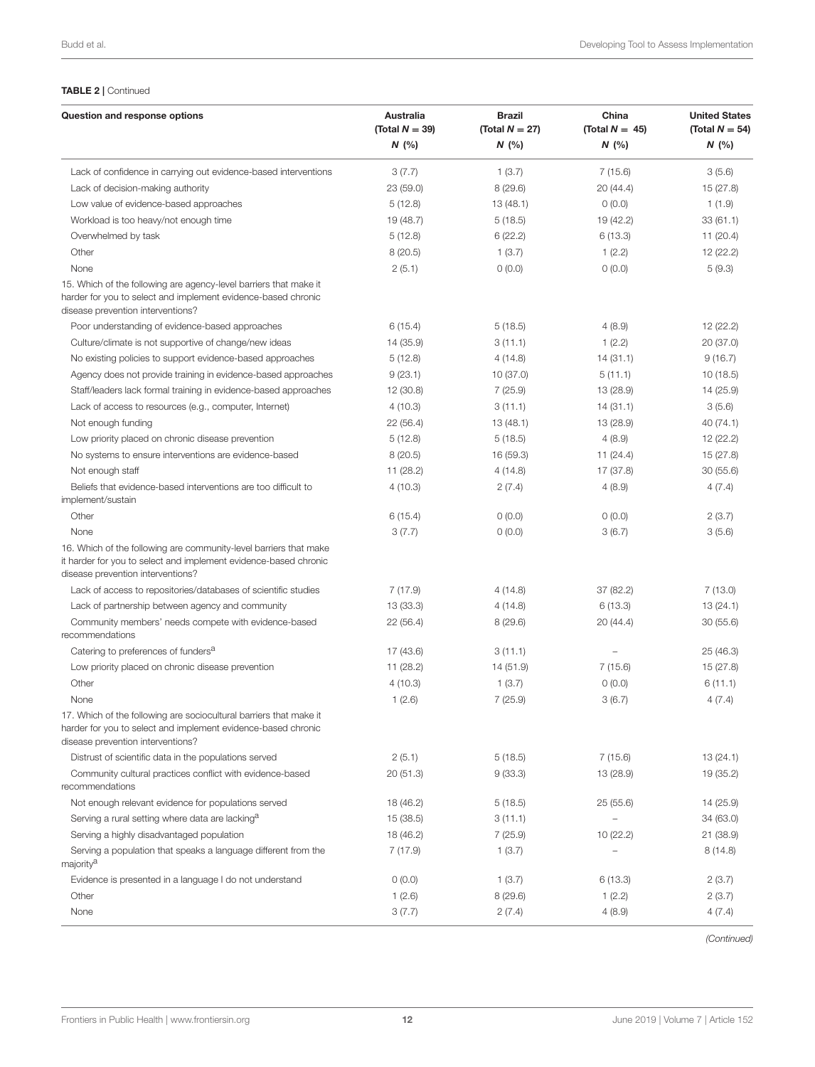**TABLE 2 |** Continued

| Question and response options | Australia (Total $N = 39$) $N$ (%) | Brazil (Total $N = 27$) $N$ (%) | China (Total $N = 45$) $N$ (%) | United States (Total $N = 54$) $N$ (%) |
|---|---|---|---|---|
| Lack of confidence in carrying out evidence-based interventions | 3 (7.7) | 1 (3.7) | 7 (15.6) | 3 (5.6) |
| Lack of decision-making authority | 23 (59.0) | 8 (29.6) | 20 (44.4) | 15 (27.8) |
| Low value of evidence-based approaches | 5 (12.8) | 13 (48.1) | 0 (0.0) | 1 (1.9) |
| Workload is too heavy/not enough time | 19 (48.7) | 5 (18.5) | 19 (42.2) | 33 (61.1) |
| Overwhelmed by task | 5 (12.8) | 6 (22.2) | 6 (13.3) | 11 (20.4) |
| Other | 8 (20.5) | 1 (3.7) | 1 (2.2) | 12 (22.2) |
| None | 2 (5.1) | 0 (0.0) | 0 (0.0) | 5 (9.3) |
| 15. Which of the following are agency-level barriers that make it harder for you to select and implement evidence-based chronic disease prevention interventions? | | | | |
| Poor understanding of evidence-based approaches | 6 (15.4) | 5 (18.5) | 4 (8.9) | 12 (22.2) |
| Culture/climate is not supportive of change/new ideas | 14 (35.9) | 3 (11.1) | 1 (2.2) | 20 (37.0) |
| No existing policies to support evidence-based approaches | 5 (12.8) | 4 (14.8) | 14 (31.1) | 9 (16.7) |
| Agency does not provide training in evidence-based approaches | 9 (23.1) | 10 (37.0) | 5 (11.1) | 10 (18.5) |
| Staff/leaders lack formal training in evidence-based approaches | 12 (30.8) | 7 (25.9) | 13 (28.9) | 14 (25.9) |
| Lack of access to resources (e.g., computer, Internet) | 4 (10.3) | 3 (11.1) | 14 (31.1) | 3 (5.6) |
| Not enough funding | 22 (56.4) | 13 (48.1) | 13 (28.9) | 40 (74.1) |
| Low priority placed on chronic disease prevention | 5 (12.8) | 5 (18.5) | 4 (8.9) | 12 (22.2) |
| No systems to ensure interventions are evidence-based | 8 (20.5) | 16 (59.3) | 11 (24.4) | 15 (27.8) |
| Not enough staff | 11 (28.2) | 4 (14.8) | 17 (37.8) | 30 (55.6) |
| Beliefs that evidence-based interventions are too difficult to implement/sustain | 4 (10.3) | 2 (7.4) | 4 (8.9) | 4 (7.4) |
| Other | 6 (15.4) | 0 (0.0) | 0 (0.0) | 2 (3.7) |
| None | 3 (7.7) | 0 (0.0) | 3 (6.7) | 3 (5.6) |
| 16. Which of the following are community-level barriers that make it harder for you to select and implement evidence-based chronic disease prevention interventions? | | | | |
| Lack of access to repositories/databases of scientific studies | 7 (17.9) | 4 (14.8) | 37 (82.2) | 7 (13.0) |
| Lack of partnership between agency and community | 13 (33.3) | 4 (14.8) | 6 (13.3) | 13 (24.1) |
| Community members' needs compete with evidence-based recommendations | 22 (56.4) | 8 (29.6) | 20 (44.4) | 30 (55.6) |
| Catering to preferences of funders[a] | 17 (43.6) | 3 (11.1) | – | 25 (46.3) |
| Low priority placed on chronic disease prevention | 11 (28.2) | 14 (51.9) | 7 (15.6) | 15 (27.8) |
| Other | 4 (10.3) | 1 (3.7) | 0 (0.0) | 6 (11.1) |
| None | 1 (2.6) | 7 (25.9) | 3 (6.7) | 4 (7.4) |
| 17. Which of the following are sociocultural barriers that make it harder for you to select and implement evidence-based chronic disease prevention interventions? | | | | |
| Distrust of scientific data in the populations served | 2 (5.1) | 5 (18.5) | 7 (15.6) | 13 (24.1) |
| Community cultural practices conflict with evidence-based recommendations | 20 (51.3) | 9 (33.3) | 13 (28.9) | 19 (35.2) |
| Not enough relevant evidence for populations served | 18 (46.2) | 5 (18.5) | 25 (55.6) | 14 (25.9) |
| Serving a rural setting where data are lacking[a] | 15 (38.5) | 3 (11.1) | – | 34 (63.0) |
| Serving a highly disadvantaged population | 18 (46.2) | 7 (25.9) | 10 (22.2) | 21 (38.9) |
| Serving a population that speaks a language different from the majority[a] | 7 (17.9) | 1 (3.7) | – | 8 (14.8) |
| Evidence is presented in a language I do not understand | 0 (0.0) | 1 (3.7) | 6 (13.3) | 2 (3.7) |
| Other | 1 (2.6) | 8 (29.6) | 1 (2.2) | 2 (3.7) |
| None | 3 (7.7) | 2 (7.4) | 4 (8.9) | 4 (7.4) |

*(Continued)*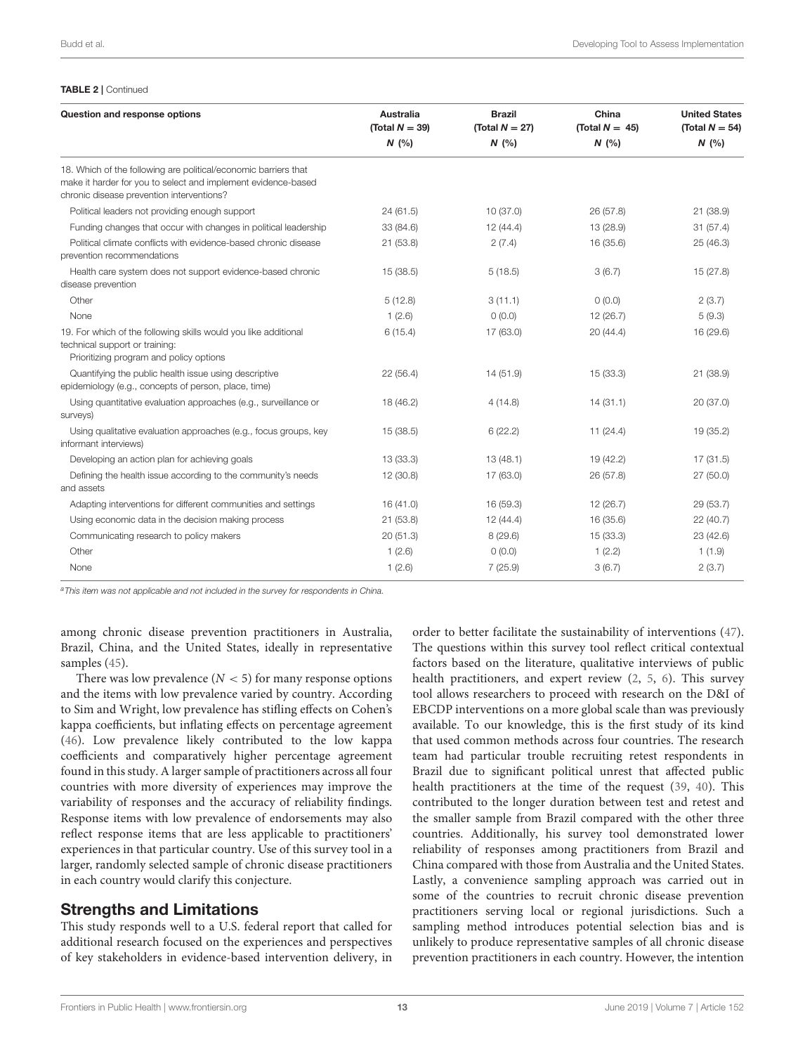**TABLE 2 | Continued**

| Question and response options | Australia (Total $N = 39$) $N$ (%) | Brazil (Total $N = 27$) $N$ (%) | China (Total $N = 45$) $N$ (%) | United States (Total $N = 54$) $N$ (%) |
|---|---|---|---|---|
| 18. Which of the following are political/economic barriers that make it harder for you to select and implement evidence-based chronic disease prevention interventions? | | | | |
| Political leaders not providing enough support | 24 (61.5) | 10 (37.0) | 26 (57.8) | 21 (38.9) |
| Funding changes that occur with changes in political leadership | 33 (84.6) | 12 (44.4) | 13 (28.9) | 31 (57.4) |
| Political climate conflicts with evidence-based chronic disease prevention recommendations | 21 (53.8) | 2 (7.4) | 16 (35.6) | 25 (46.3) |
| Health care system does not support evidence-based chronic disease prevention | 15 (38.5) | 5 (18.5) | 3 (6.7) | 15 (27.8) |
| Other | 5 (12.8) | 3 (11.1) | 0 (0.0) | 2 (3.7) |
| None | 1 (2.6) | 0 (0.0) | 12 (26.7) | 5 (9.3) |
| 19. For which of the following skills would you like additional technical support or training: Prioritizing program and policy options | 6 (15.4) | 17 (63.0) | 20 (44.4) | 16 (29.6) |
| Quantifying the public health issue using descriptive epidemiology (e.g., concepts of person, place, time) | 22 (56.4) | 14 (51.9) | 15 (33.3) | 21 (38.9) |
| Using quantitative evaluation approaches (e.g., surveillance or surveys) | 18 (46.2) | 4 (14.8) | 14 (31.1) | 20 (37.0) |
| Using qualitative evaluation approaches (e.g., focus groups, key informant interviews) | 15 (38.5) | 6 (22.2) | 11 (24.4) | 19 (35.2) |
| Developing an action plan for achieving goals | 13 (33.3) | 13 (48.1) | 19 (42.2) | 17 (31.5) |
| Defining the health issue according to the community's needs and assets | 12 (30.8) | 17 (63.0) | 26 (57.8) | 27 (50.0) |
| Adapting interventions for different communities and settings | 16 (41.0) | 16 (59.3) | 12 (26.7) | 29 (53.7) |
| Using economic data in the decision making process | 21 (53.8) | 12 (44.4) | 16 (35.6) | 22 (40.7) |
| Communicating research to policy makers | 20 (51.3) | 8 (29.6) | 15 (33.3) | 23 (42.6) |
| Other | 1 (2.6) | 0 (0.0) | 1 (2.2) | 1 (1.9) |
| None | 1 (2.6) | 7 (25.9) | 3 (6.7) | 2 (3.7) |

[a]*This item was not applicable and not included in the survey for respondents in China.*

among chronic disease prevention practitioners in Australia, Brazil, China, and the United States, ideally in representative samples (45).

There was low prevalence ($N < 5$) for many response options and the items with low prevalence varied by country. According to Sim and Wright, low prevalence has stifling effects on Cohen's kappa coefficients, but inflating effects on percentage agreement (46). Low prevalence likely contributed to the low kappa coefficients and comparatively higher percentage agreement found in this study. A larger sample of practitioners across all four countries with more diversity of experiences may improve the variability of responses and the accuracy of reliability findings. Response items with low prevalence of endorsements may also reflect response items that are less applicable to practitioners' experiences in that particular country. Use of this survey tool in a larger, randomly selected sample of chronic disease practitioners in each country would clarify this conjecture.

## Strengths and Limitations

This study responds well to a U.S. federal report that called for additional research focused on the experiences and perspectives of key stakeholders in evidence-based intervention delivery, in order to better facilitate the sustainability of interventions (47). The questions within this survey tool reflect critical contextual factors based on the literature, qualitative interviews of public health practitioners, and expert review (2, 5, 6). This survey tool allows researchers to proceed with research on the D&I of EBCDP interventions on a more global scale than was previously available. To our knowledge, this is the first study of its kind that used common methods across four countries. The research team had particular trouble recruiting retest respondents in Brazil due to significant political unrest that affected public health practitioners at the time of the request (39, 40). This contributed to the longer duration between test and retest and the smaller sample from Brazil compared with the other three countries. Additionally, his survey tool demonstrated lower reliability of responses among practitioners from Brazil and China compared with those from Australia and the United States. Lastly, a convenience sampling approach was carried out in some of the countries to recruit chronic disease prevention practitioners serving local or regional jurisdictions. Such a sampling method introduces potential selection bias and is unlikely to produce representative samples of all chronic disease prevention practitioners in each country. However, the intention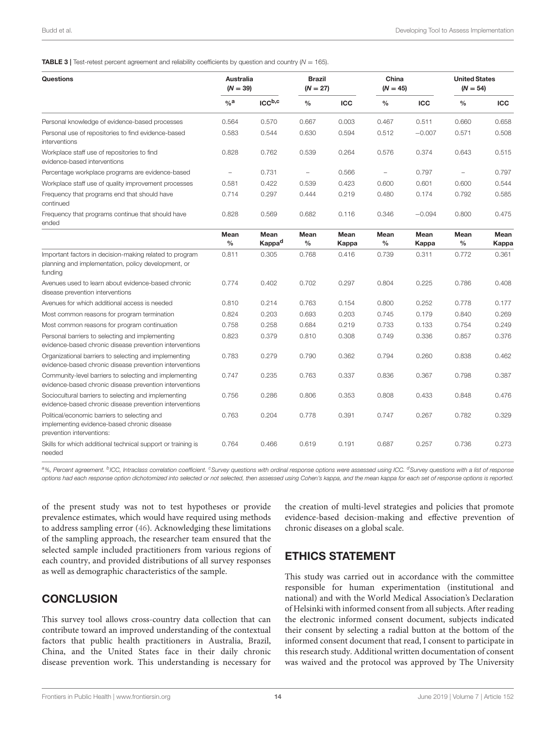**TABLE 3 |** Test-retest percent agreement and reliability coefficients by question and country ($N = 165$).

| Questions | Australia ($N = 39$) | | Brazil ($N = 27$) | | China ($N = 45$) | | United States ($N = 54$) | |
|---|---|---|---|---|---|---|---|---|
| | %[a] | ICC[b,c] | % | ICC | % | ICC | % | ICC |
| Personal knowledge of evidence-based processes | 0.564 | 0.570 | 0.667 | 0.003 | 0.467 | 0.511 | 0.660 | 0.658 |
| Personal use of repositories to find evidence-based interventions | 0.583 | 0.544 | 0.630 | 0.594 | 0.512 | −0.007 | 0.571 | 0.508 |
| Workplace staff use of repositories to find evidence-based interventions | 0.828 | 0.762 | 0.539 | 0.264 | 0.576 | 0.374 | 0.643 | 0.515 |
| Percentage workplace programs are evidence-based | – | 0.731 | – | 0.566 | – | 0.797 | – | 0.797 |
| Workplace staff use of quality improvement processes | 0.581 | 0.422 | 0.539 | 0.423 | 0.600 | 0.601 | 0.600 | 0.544 |
| Frequency that programs end that should have continued | 0.714 | 0.297 | 0.444 | 0.219 | 0.480 | 0.174 | 0.792 | 0.585 |
| Frequency that programs continue that should have ended | 0.828 | 0.569 | 0.682 | 0.116 | 0.346 | −0.094 | 0.800 | 0.475 |
| | **Mean %** | **Mean Kappa[d]** | **Mean %** | **Mean Kappa** | **Mean %** | **Mean Kappa** | **Mean %** | **Mean Kappa** |
| Important factors in decision-making related to program planning and implementation, policy development, or funding | 0.811 | 0.305 | 0.768 | 0.416 | 0.739 | 0.311 | 0.772 | 0.361 |
| Avenues used to learn about evidence-based chronic disease prevention interventions | 0.774 | 0.402 | 0.702 | 0.297 | 0.804 | 0.225 | 0.786 | 0.408 |
| Avenues for which additional access is needed | 0.810 | 0.214 | 0.763 | 0.154 | 0.800 | 0.252 | 0.778 | 0.177 |
| Most common reasons for program termination | 0.824 | 0.203 | 0.693 | 0.203 | 0.745 | 0.179 | 0.840 | 0.269 |
| Most common reasons for program continuation | 0.758 | 0.258 | 0.684 | 0.219 | 0.733 | 0.133 | 0.754 | 0.249 |
| Personal barriers to selecting and implementing evidence-based chronic disease prevention interventions | 0.823 | 0.379 | 0.810 | 0.308 | 0.749 | 0.336 | 0.857 | 0.376 |
| Organizational barriers to selecting and implementing evidence-based chronic disease prevention interventions | 0.783 | 0.279 | 0.790 | 0.362 | 0.794 | 0.260 | 0.838 | 0.462 |
| Community-level barriers to selecting and implementing evidence-based chronic disease prevention interventions | 0.747 | 0.235 | 0.763 | 0.337 | 0.836 | 0.367 | 0.798 | 0.387 |
| Sociocultural barriers to selecting and implementing evidence-based chronic disease prevention interventions | 0.756 | 0.286 | 0.806 | 0.353 | 0.808 | 0.433 | 0.848 | 0.476 |
| Political/economic barriers to selecting and implementing evidence-based chronic disease prevention interventions: | 0.763 | 0.204 | 0.778 | 0.391 | 0.747 | 0.267 | 0.782 | 0.329 |
| Skills for which additional technical support or training is needed | 0.764 | 0.466 | 0.619 | 0.191 | 0.687 | 0.257 | 0.736 | 0.273 |

*[a]%, Percent agreement. [b]ICC, Intraclass correlation coefficient. [c]Survey questions with ordinal response options were assessed using ICC. [d]Survey questions with a list of response options had each response option dichotomized into selected or not selected, then assessed using Cohen's kappa, and the mean kappa for each set of response options is reported.*

of the present study was not to test hypotheses or provide prevalence estimates, which would have required using methods to address sampling error (46). Acknowledging these limitations of the sampling approach, the researcher team ensured that the selected sample included practitioners from various regions of each country, and provided distributions of all survey responses as well as demographic characteristics of the sample.

## CONCLUSION

This survey tool allows cross-country data collection that can contribute toward an improved understanding of the contextual factors that public health practitioners in Australia, Brazil, China, and the United States face in their daily chronic disease prevention work. This understanding is necessary for the creation of multi-level strategies and policies that promote evidence-based decision-making and effective prevention of chronic diseases on a global scale.

## ETHICS STATEMENT

This study was carried out in accordance with the committee responsible for human experimentation (institutional and national) and with the World Medical Association's Declaration of Helsinki with informed consent from all subjects. After reading the electronic informed consent document, subjects indicated their consent by selecting a radial button at the bottom of the informed consent document that read, I consent to participate in this research study. Additional written documentation of consent was waived and the protocol was approved by The University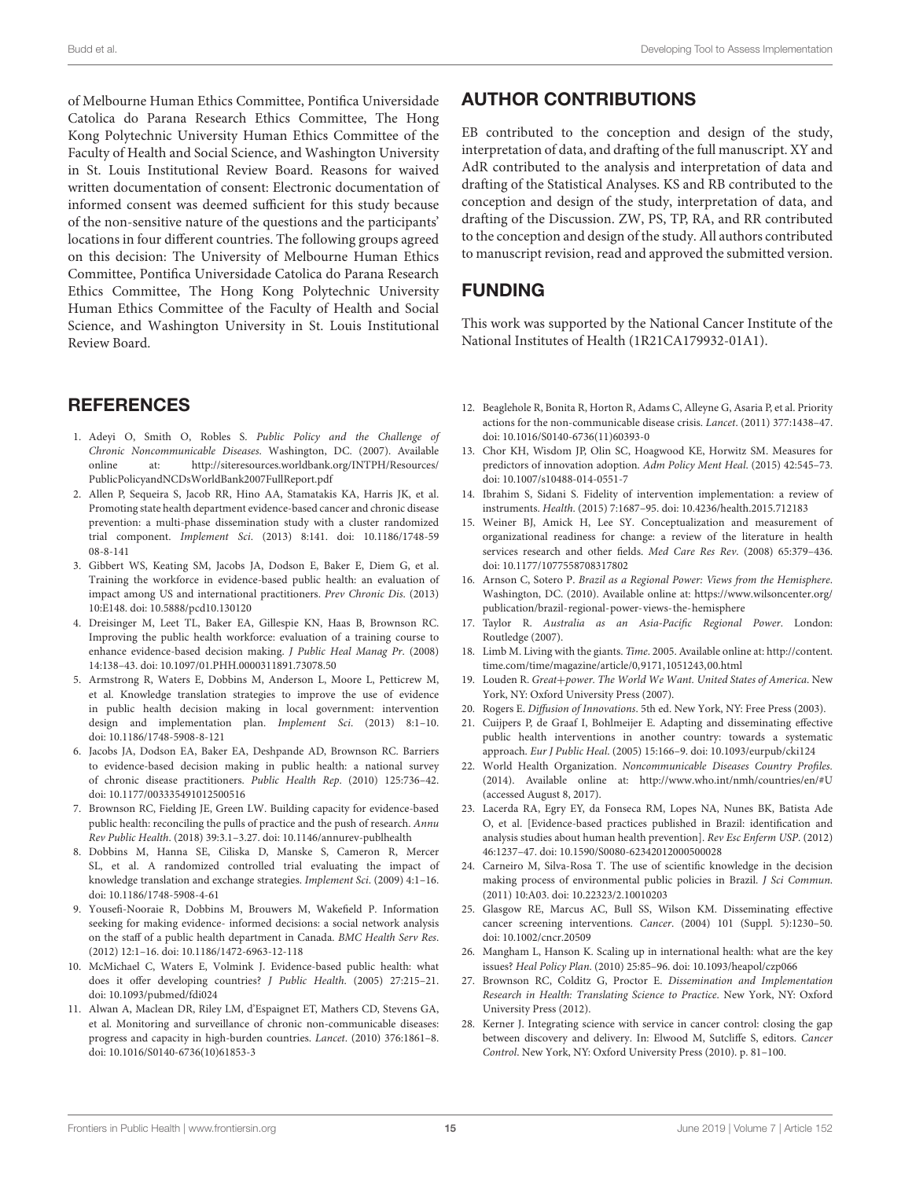of Melbourne Human Ethics Committee, Pontifica Universidade Catolica do Parana Research Ethics Committee, The Hong Kong Polytechnic University Human Ethics Committee of the Faculty of Health and Social Science, and Washington University in St. Louis Institutional Review Board. Reasons for waived written documentation of consent: Electronic documentation of informed consent was deemed sufficient for this study because of the non-sensitive nature of the questions and the participants' locations in four different countries. The following groups agreed on this decision: The University of Melbourne Human Ethics Committee, Pontifica Universidade Catolica do Parana Research Ethics Committee, The Hong Kong Polytechnic University Human Ethics Committee of the Faculty of Health and Social Science, and Washington University in St. Louis Institutional Review Board.

## AUTHOR CONTRIBUTIONS

EB contributed to the conception and design of the study, interpretation of data, and drafting of the full manuscript. XY and AdR contributed to the analysis and interpretation of data and drafting of the Statistical Analyses. KS and RB contributed to the conception and design of the study, interpretation of data, and drafting of the Discussion. ZW, PS, TP, RA, and RR contributed to the conception and design of the study. All authors contributed to manuscript revision, read and approved the submitted version.

## FUNDING

This work was supported by the National Cancer Institute of the National Institutes of Health (1R21CA179932-01A1).

## REFERENCES

1. Adeyi O, Smith O, Robles S. *Public Policy and the Challenge of Chronic Noncommunicable Diseases*. Washington, DC. (2007). Available online at: http://siteresources.worldbank.org/INTPH/Resources/PublicPolicyandNCDsWorldBank2007FullReport.pdf
2. Allen P, Sequeira S, Jacob RR, Hino AA, Stamatakis KA, Harris JK, et al. Promoting state health department evidence-based cancer and chronic disease prevention: a multi-phase dissemination study with a cluster randomized trial component. *Implement Sci*. (2013) 8:141. doi: 10.1186/1748-5908-8-141
3. Gibbert WS, Keating SM, Jacobs JA, Dodson E, Baker E, Diem G, et al. Training the workforce in evidence-based public health: an evaluation of impact among US and international practitioners. *Prev Chronic Dis*. (2013) 10:E148. doi: 10.5888/pcd10.130120
4. Dreisinger M, Leet TL, Baker EA, Gillespie KN, Haas B, Brownson RC. Improving the public health workforce: evaluation of a training course to enhance evidence-based decision making. *J Public Heal Manag Pr*. (2008) 14:138–43. doi: 10.1097/01.PHH.0000311891.73078.50
5. Armstrong R, Waters E, Dobbins M, Anderson L, Moore L, Petticrew M, et al. Knowledge translation strategies to improve the use of evidence in public health decision making in local government: intervention design and implementation plan. *Implement Sci*. (2013) 8:1–10. doi: 10.1186/1748-5908-8-121
6. Jacobs JA, Dodson EA, Baker EA, Deshpande AD, Brownson RC. Barriers to evidence-based decision making in public health: a national survey of chronic disease practitioners. *Public Health Rep*. (2010) 125:736–42. doi: 10.1177/003335491012500516
7. Brownson RC, Fielding JE, Green LW. Building capacity for evidence-based public health: reconciling the pulls of practice and the push of research. *Annu Rev Public Health*. (2018) 39:3.1–3.27. doi: 10.1146/annurev-publhealth
8. Dobbins M, Hanna SE, Ciliska D, Manske S, Cameron R, Mercer SL, et al. A randomized controlled trial evaluating the impact of knowledge translation and exchange strategies. *Implement Sci*. (2009) 4:1–16. doi: 10.1186/1748-5908-4-61
9. Yousefi-Nooraie R, Dobbins M, Brouwers M, Wakefield P. Information seeking for making evidence- informed decisions: a social network analysis on the staff of a public health department in Canada. *BMC Health Serv Res*. (2012) 12:1–16. doi: 10.1186/1472-6963-12-118
10. McMichael C, Waters E, Volmink J. Evidence-based public health: what does it offer developing countries? *J Public Health*. (2005) 27:215–21. doi: 10.1093/pubmed/fdi024
11. Alwan A, Maclean DR, Riley LM, d'Espaignet ET, Mathers CD, Stevens GA, et al. Monitoring and surveillance of chronic non-communicable diseases: progress and capacity in high-burden countries. *Lancet*. (2010) 376:1861–8. doi: 10.1016/S0140-6736(10)61853-3
12. Beaglehole R, Bonita R, Horton R, Adams C, Alleyne G, Asaria P, et al. Priority actions for the non-communicable disease crisis. *Lancet*. (2011) 377:1438–47. doi: 10.1016/S0140-6736(11)60393-0
13. Chor KH, Wisdom JP, Olin SC, Hoagwood KE, Horwitz SM. Measures for predictors of innovation adoption. *Adm Policy Ment Heal*. (2015) 42:545–73. doi: 10.1007/s10488-014-0551-7
14. Ibrahim S, Sidani S. Fidelity of intervention implementation: a review of instruments. *Health*. (2015) 7:1687–95. doi: 10.4236/health.2015.712183
15. Weiner BJ, Amick H, Lee SY. Conceptualization and measurement of organizational readiness for change: a review of the literature in health services research and other fields. *Med Care Res Rev*. (2008) 65:379–436. doi: 10.1177/1077558708317802
16. Arnson C, Sotero P. *Brazil as a Regional Power: Views from the Hemisphere*. Washington, DC. (2010). Available online at: https://www.wilsoncenter.org/publication/brazil-regional-power-views-the-hemisphere
17. Taylor R. *Australia as an Asia-Pacific Regional Power*. London: Routledge (2007).
18. Limb M. Living with the giants. *Time*. 2005. Available online at: http://content.time.com/time/magazine/article/0,9171,1051243,00.html
19. Louden R. *Great+power. The World We Want. United States of America*. New York, NY: Oxford University Press (2007).
20. Rogers E. *Diffusion of Innovations*. 5th ed. New York, NY: Free Press (2003).
21. Cuijpers P, de Graaf I, Bohlmeijer E. Adapting and disseminating effective public health interventions in another country: towards a systematic approach. *Eur J Public Heal*. (2005) 15:166–9. doi: 10.1093/eurpub/cki124
22. World Health Organization. *Noncommunicable Diseases Country Profiles*. (2014). Available online at: http://www.who.int/nmh/countries/en/#U (accessed August 8, 2017).
23. Lacerda RA, Egry EY, da Fonseca RM, Lopes NA, Nunes BK, Batista Ade O, et al. [Evidence-based practices published in Brazil: identification and analysis studies about human health prevention]. *Rev Esc Enferm USP*. (2012) 46:1237–47. doi: 10.1590/S0080-62342012000500028
24. Carneiro M, Silva-Rosa T. The use of scientific knowledge in the decision making process of environmental public policies in Brazil. *J Sci Commun*. (2011) 10:A03. doi: 10.22323/2.10010203
25. Glasgow RE, Marcus AC, Bull SS, Wilson KM. Disseminating effective cancer screening interventions. *Cancer*. (2004) 101 (Suppl. 5):1230–50. doi: 10.1002/cncr.20509
26. Mangham L, Hanson K. Scaling up in international health: what are the key issues? *Heal Policy Plan*. (2010) 25:85–96. doi: 10.1093/heapol/czp066
27. Brownson RC, Colditz G, Proctor E. *Dissemination and Implementation Research in Health: Translating Science to Practice*. New York, NY: Oxford University Press (2012).
28. Kerner J. Integrating science with service in cancer control: closing the gap between discovery and delivery. In: Elwood M, Sutcliffe S, editors. *Cancer Control*. New York, NY: Oxford University Press (2010). p. 81–100.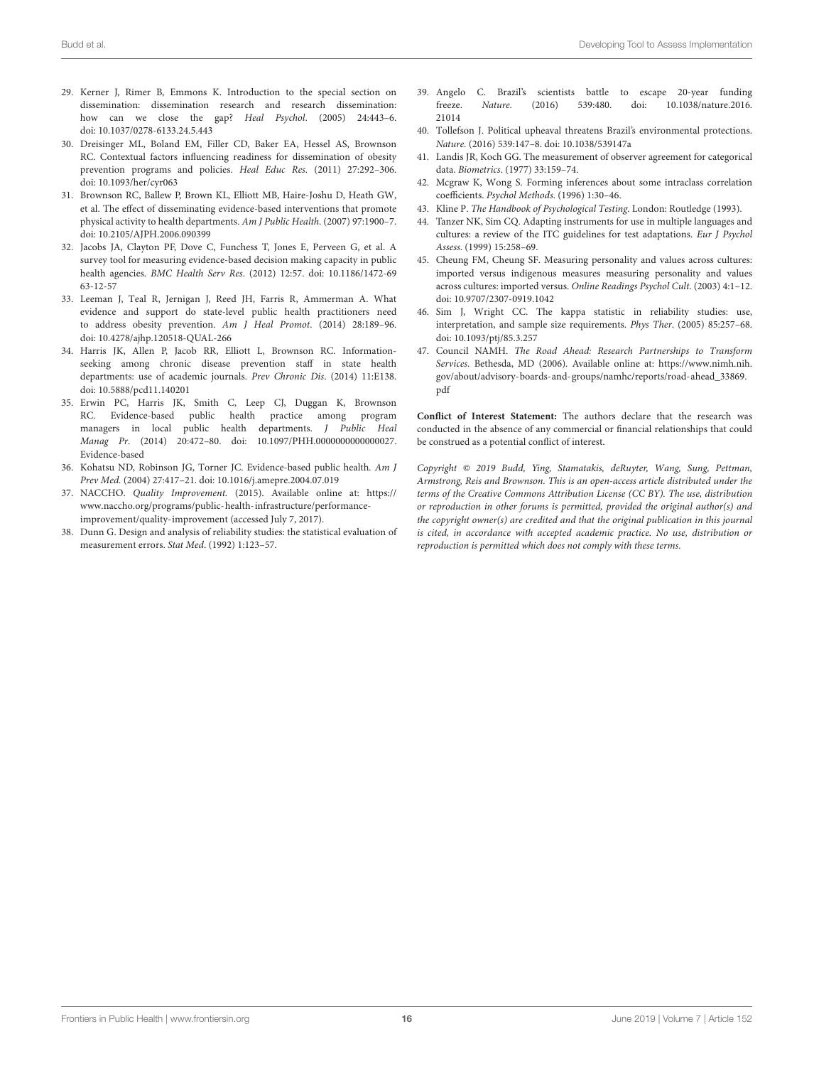29. Kerner J, Rimer B, Emmons K. Introduction to the special section on dissemination: dissemination research and research dissemination: how can we close the gap? *Heal Psychol*. (2005) 24:443–6. doi: 10.1037/0278-6133.24.5.443
30. Dreisinger ML, Boland EM, Filler CD, Baker EA, Hessel AS, Brownson RC. Contextual factors influencing readiness for dissemination of obesity prevention programs and policies. *Heal Educ Res*. (2011) 27:292–306. doi: 10.1093/her/cyr063
31. Brownson RC, Ballew P, Brown KL, Elliott MB, Haire-Joshu D, Heath GW, et al. The effect of disseminating evidence-based interventions that promote physical activity to health departments. *Am J Public Health*. (2007) 97:1900–7. doi: 10.2105/AJPH.2006.090399
32. Jacobs JA, Clayton PF, Dove C, Funchess T, Jones E, Perveen G, et al. A survey tool for measuring evidence-based decision making capacity in public health agencies. *BMC Health Serv Res*. (2012) 12:57. doi: 10.1186/1472-6963-12-57
33. Leeman J, Teal R, Jernigan J, Reed JH, Farris R, Ammerman A. What evidence and support do state-level public health practitioners need to address obesity prevention. *Am J Heal Promot*. (2014) 28:189–96. doi: 10.4278/ajhp.120518-QUAL-266
34. Harris JK, Allen P, Jacob RR, Elliott L, Brownson RC. Information-seeking among chronic disease prevention staff in state health departments: use of academic journals. *Prev Chronic Dis*. (2014) 11:E138. doi: 10.5888/pcd11.140201
35. Erwin PC, Harris JK, Smith C, Leep CJ, Duggan K, Brownson RC. Evidence-based public health practice among program managers in local public health departments. *J Public Heal Manag Pr*. (2014) 20:472–80. doi: 10.1097/PHH.0000000000000027. Evidence-based
36. Kohatsu ND, Robinson JG, Torner JC. Evidence-based public health. *Am J Prev Med*. (2004) 27:417–21. doi: 10.1016/j.amepre.2004.07.019
37. NACCHO. *Quality Improvement*. (2015). Available online at: https://www.naccho.org/programs/public-health-infrastructure/performance-improvement/quality-improvement (accessed July 7, 2017).
38. Dunn G. Design and analysis of reliability studies: the statistical evaluation of measurement errors. *Stat Med*. (1992) 1:123–57.
39. Angelo C. Brazil's scientists battle to escape 20-year funding freeze. *Nature*. (2016) 539:480. doi: 10.1038/nature.2016.21014
40. Tollefson J. Political upheaval threatens Brazil's environmental protections. *Nature*. (2016) 539:147–8. doi: 10.1038/539147a
41. Landis JR, Koch GG. The measurement of observer agreement for categorical data. *Biometrics*. (1977) 33:159–74.
42. Mcgraw K, Wong S. Forming inferences about some intraclass correlation coefficients. *Psychol Methods*. (1996) 1:30–46.
43. Kline P. *The Handbook of Psychological Testing*. London: Routledge (1993).
44. Tanzer NK, Sim CQ. Adapting instruments for use in multiple languages and cultures: a review of the ITC guidelines for test adaptations. *Eur J Psychol Assess*. (1999) 15:258–69.
45. Cheung FM, Cheung SF. Measuring personality and values across cultures: imported versus indigenous measures measuring personality and values across cultures: imported versus. *Online Readings Psychol Cult*. (2003) 4:1–12. doi: 10.9707/2307-0919.1042
46. Sim J, Wright CC. The kappa statistic in reliability studies: use, interpretation, and sample size requirements. *Phys Ther*. (2005) 85:257–68. doi: 10.1093/ptj/85.3.257
47. Council NAMH. *The Road Ahead: Research Partnerships to Transform Services*. Bethesda, MD (2006). Available online at: https://www.nimh.nih.gov/about/advisory-boards-and-groups/namhc/reports/road-ahead_33869.pdf

**Conflict of Interest Statement:** The authors declare that the research was conducted in the absence of any commercial or financial relationships that could be construed as a potential conflict of interest.

*Copyright © 2019 Budd, Ying, Stamatakis, deRuyter, Wang, Sung, Pettman, Armstrong, Reis and Brownson. This is an open-access article distributed under the terms of the Creative Commons Attribution License (CC BY). The use, distribution or reproduction in other forums is permitted, provided the original author(s) and the copyright owner(s) are credited and that the original publication in this journal is cited, in accordance with accepted academic practice. No use, distribution or reproduction is permitted which does not comply with these terms.*